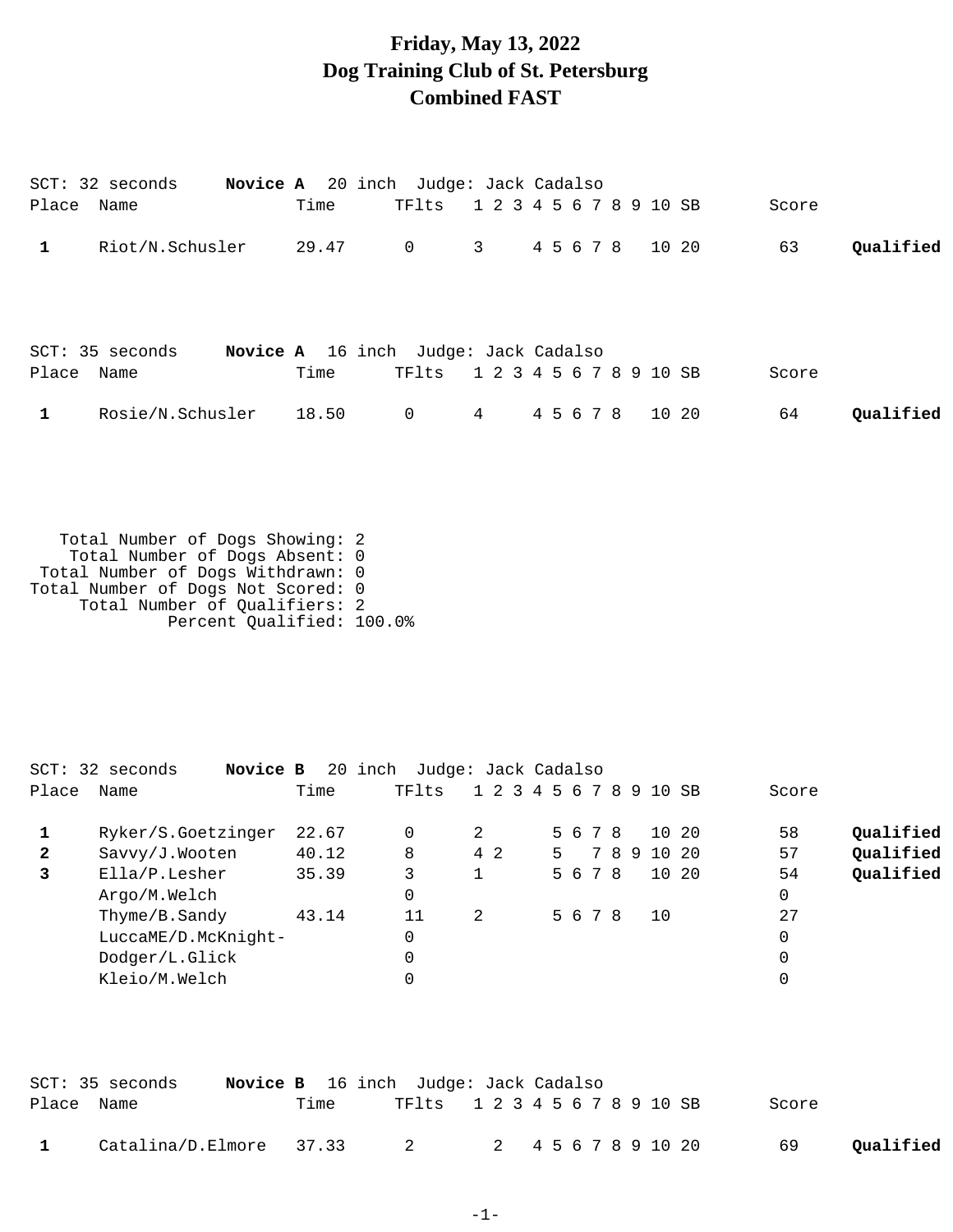# Friday, May 13, 2022
# Dog Training Club of St. Petersburg
# Combined FAST

SCT: 32 seconds **Novice A** 20 inch Judge: Jack Cadalso

| Place | Name | Time | TFlts | 1 | 2 | 3 | 4 | 5 | 6 | 7 | 8 | 9 | 10 | SB | Score | |
|---|---|---|---|---|---|---|---|---|---|---|---|---|---|---|---|---|
| **1** | Riot/N.Schusler | 29.47 | 0 | 3 | | | 4 | 5 | 6 | 7 | 8 | | 10 | 20 | 63 | **Qualified** |

SCT: 35 seconds **Novice A** 16 inch Judge: Jack Cadalso

| Place | Name | Time | TFlts | 1 | 2 | 3 | 4 | 5 | 6 | 7 | 8 | 9 | 10 | SB | Score | |
|---|---|---|---|---|---|---|---|---|---|---|---|---|---|---|---|---|
| **1** | Rosie/N.Schusler | 18.50 | 0 | 4 | | | 4 | 5 | 6 | 7 | 8 | | 10 | 20 | 64 | **Qualified** |

```
   Total Number of Dogs Showing: 2
    Total Number of Dogs Absent: 0
 Total Number of Dogs Withdrawn: 0
Total Number of Dogs Not Scored: 0
      Total Number of Qualifiers: 2
              Percent Qualified: 100.0%
```

SCT: 32 seconds **Novice B** 20 inch Judge: Jack Cadalso

| Place | Name | Time | TFlts | 1 | 2 | 3 | 4 | 5 | 6 | 7 | 8 | 9 | 10 | SB | Score | |
|---|---|---|---|---|---|---|---|---|---|---|---|---|---|---|---|---|
| **1** | Ryker/S.Goetzinger | 22.67 | 0 | 2 | | | | 5 | 6 | 7 | 8 | | 10 | 20 | 58 | **Qualified** |
| **2** | Savvy/J.Wooten | 40.12 | 8 | 4 | 2 | | | 5 | | 7 | 8 | 9 | 10 | 20 | 57 | **Qualified** |
| **3** | Ella/P.Lesher | 35.39 | 3 | 1 | | | | 5 | 6 | 7 | 8 | | 10 | 20 | 54 | **Qualified** |
| | Argo/M.Welch | | 0 | | | | | | | | | | | | 0 | |
| | Thyme/B.Sandy | 43.14 | 11 | 2 | | | | 5 | 6 | 7 | 8 | | 10 | | 27 | |
| | LuccaME/D.McKnight- | | 0 | | | | | | | | | | | | 0 | |
| | Dodger/L.Glick | | 0 | | | | | | | | | | | | 0 | |
| | Kleio/M.Welch | | 0 | | | | | | | | | | | | 0 | |

SCT: 35 seconds **Novice B** 16 inch Judge: Jack Cadalso

| Place | Name | Time | TFlts | 1 | 2 | 3 | 4 | 5 | 6 | 7 | 8 | 9 | 10 | SB | Score | |
|---|---|---|---|---|---|---|---|---|---|---|---|---|---|---|---|---|
| **1** | Catalina/D.Elmore | 37.33 | 2 | | 2 | | 4 | 5 | 6 | 7 | 8 | 9 | 10 | 20 | 69 | **Qualified** |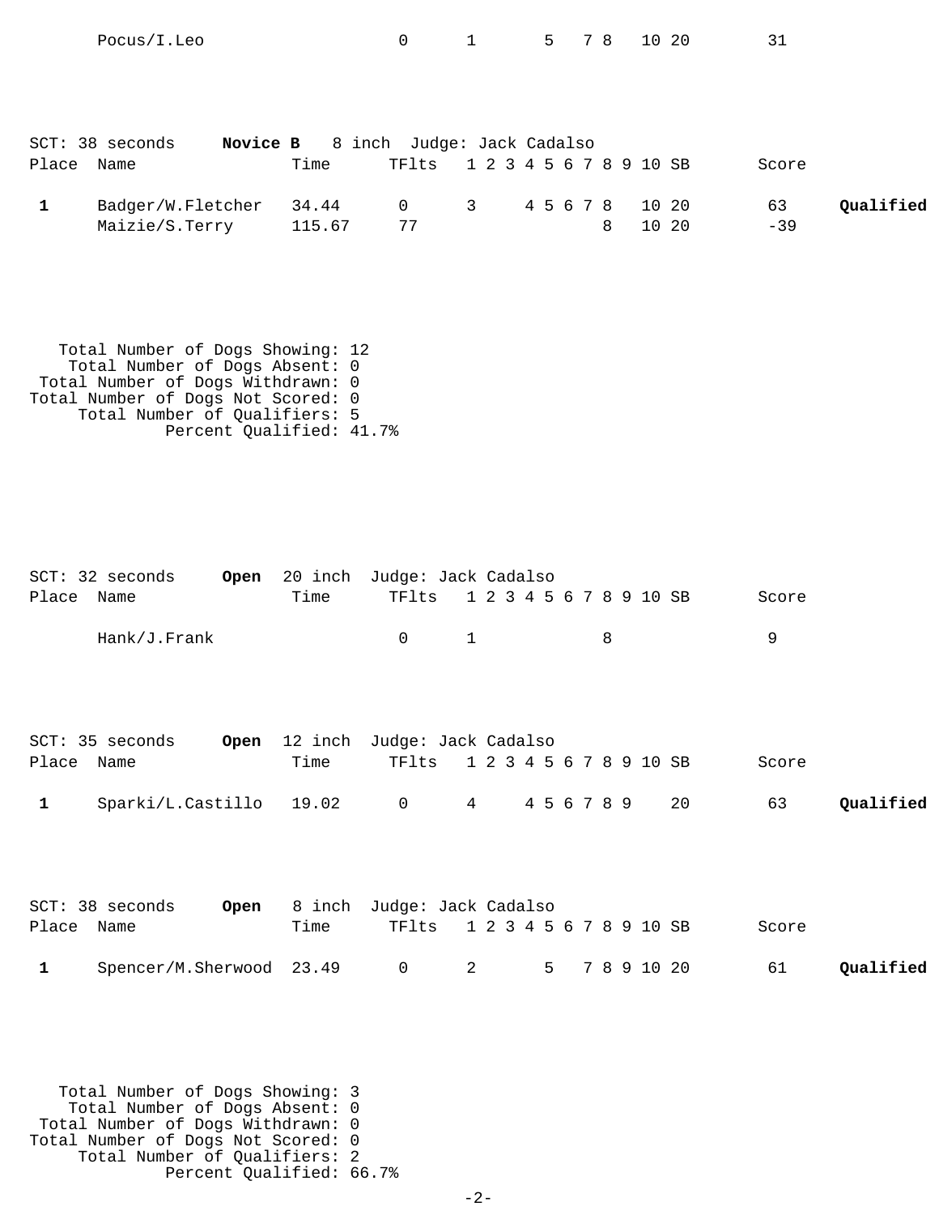| Place | Name | Time | TFlts | 1 | 2 | 3 | 4 | 5 | 6 | 7 | 8 | 9 | 10 | SB | Score | |
|---|---|---|---|---|---|---|---|---|---|---|---|---|---|---|---|---|
| | Pocus/I.Leo | | 0 | 1 | | | | 5 | | 7 | 8 | | 10 | 20 | 31 | |

SCT: 38 seconds **Novice B** 8 inch Judge: Jack Cadalso

| Place | Name | Time | TFlts | 1 | 2 | 3 | 4 | 5 | 6 | 7 | 8 | 9 | 10 | SB | Score | |
|---|---|---|---|---|---|---|---|---|---|---|---|---|---|---|---|---|
| **1** | Badger/W.Fletcher | 34.44 | 0 | 3 | | | 4 | 5 | 6 | 7 | 8 | | 10 | 20 | 63 | **Qualified** |
| | Maizie/S.Terry | 115.67 | 77 | | | | | | | | 8 | | 10 | 20 | -39 | |

Total Number of Dogs Showing: 12
Total Number of Dogs Absent: 0
Total Number of Dogs Withdrawn: 0
Total Number of Dogs Not Scored: 0
Total Number of Qualifiers: 5
Percent Qualified: 41.7%

SCT: 32 seconds **Open** 20 inch Judge: Jack Cadalso

| Place | Name | Time | TFlts | 1 | 2 | 3 | 4 | 5 | 6 | 7 | 8 | 9 | 10 | SB | Score | |
|---|---|---|---|---|---|---|---|---|---|---|---|---|---|---|---|---|
| | Hank/J.Frank | | 0 | 1 | | | | | | | 8 | | | | 9 | |

SCT: 35 seconds **Open** 12 inch Judge: Jack Cadalso

| Place | Name | Time | TFlts | 1 | 2 | 3 | 4 | 5 | 6 | 7 | 8 | 9 | 10 | SB | Score | |
|---|---|---|---|---|---|---|---|---|---|---|---|---|---|---|---|---|
| **1** | Sparki/L.Castillo | 19.02 | 0 | 4 | | | 4 | 5 | 6 | 7 | 8 | 9 | | 20 | 63 | **Qualified** |

SCT: 38 seconds **Open** 8 inch Judge: Jack Cadalso

| Place | Name | Time | TFlts | 1 | 2 | 3 | 4 | 5 | 6 | 7 | 8 | 9 | 10 | SB | Score | |
|---|---|---|---|---|---|---|---|---|---|---|---|---|---|---|---|---|
| **1** | Spencer/M.Sherwood | 23.49 | 0 | 2 | | | | 5 | | 7 | 8 | 9 | 10 | 20 | 61 | **Qualified** |

Total Number of Dogs Showing: 3
Total Number of Dogs Absent: 0
Total Number of Dogs Withdrawn: 0
Total Number of Dogs Not Scored: 0
Total Number of Qualifiers: 2
Percent Qualified: 66.7%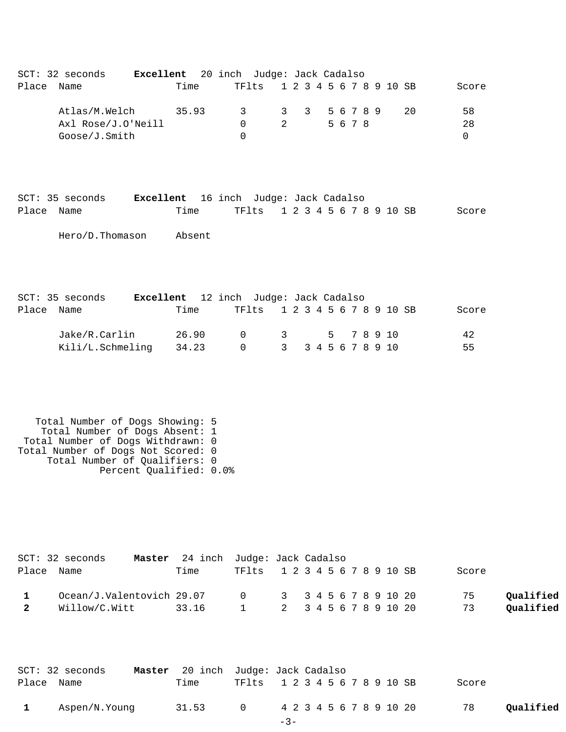SCT: 32 seconds **Excellent** 20 inch Judge: Jack Cadalso

| Place | Name | Time | TFlts | 1 | 2 | 3 | 4 | 5 | 6 | 7 | 8 | 9 | 10 | SB | Score |
|---|---|---|---|---|---|---|---|---|---|---|---|---|---|---|---|
| | Atlas/M.Welch | 35.93 | 3 | 3 | | 3 | | 5 | 6 | 7 | 8 | 9 | | 20 | 58 |
| | Axl Rose/J.O'Neill | | 0 | 2 | | | | 5 | 6 | 7 | 8 | | | | 28 |
| | Goose/J.Smith | | 0 | | | | | | | | | | | | 0 |

SCT: 35 seconds **Excellent** 16 inch Judge: Jack Cadalso

| Place | Name | Time | TFlts | 1 | 2 | 3 | 4 | 5 | 6 | 7 | 8 | 9 | 10 | SB | Score |
|---|---|---|---|---|---|---|---|---|---|---|---|---|---|---|---|
| | Hero/D.Thomason | Absent | | | | | | | | | | | | | |

SCT: 35 seconds **Excellent** 12 inch Judge: Jack Cadalso

| Place | Name | Time | TFlts | 1 | 2 | 3 | 4 | 5 | 6 | 7 | 8 | 9 | 10 | SB | Score |
|---|---|---|---|---|---|---|---|---|---|---|---|---|---|---|---|
| | Jake/R.Carlin | 26.90 | 0 | 3 | | | | 5 | | 7 | 8 | 9 | 10 | | 42 |
| | Kili/L.Schmeling | 34.23 | 0 | 3 | | 3 | 4 | 5 | 6 | 7 | 8 | 9 | 10 | | 55 |

Total Number of Dogs Showing: 5
Total Number of Dogs Absent: 1
Total Number of Dogs Withdrawn: 0
Total Number of Dogs Not Scored: 0
Total Number of Qualifiers: 0
Percent Qualified: 0.0%

SCT: 32 seconds **Master** 24 inch Judge: Jack Cadalso

| Place | Name | Time | TFlts | 1 | 2 | 3 | 4 | 5 | 6 | 7 | 8 | 9 | 10 | SB | Score | |
|---|---|---|---|---|---|---|---|---|---|---|---|---|---|---|---|---|
| **1** | Ocean/J.Valentovich | 29.07 | 0 | 3 | | 3 | 4 | 5 | 6 | 7 | 8 | 9 | 10 | 20 | 75 | **Qualified** |
| **2** | Willow/C.Witt | 33.16 | 1 | 2 | | 3 | 4 | 5 | 6 | 7 | 8 | 9 | 10 | 20 | 73 | **Qualified** |

SCT: 32 seconds **Master** 20 inch Judge: Jack Cadalso

| Place | Name | Time | TFlts | 1 | 2 | 3 | 4 | 5 | 6 | 7 | 8 | 9 | 10 | SB | Score | |
|---|---|---|---|---|---|---|---|---|---|---|---|---|---|---|---|---|
| **1** | Aspen/N.Young | 31.53 | 0 | 4 | 2 | 3 | 4 | 5 | 6 | 7 | 8 | 9 | 10 | 20 | 78 | **Qualified** |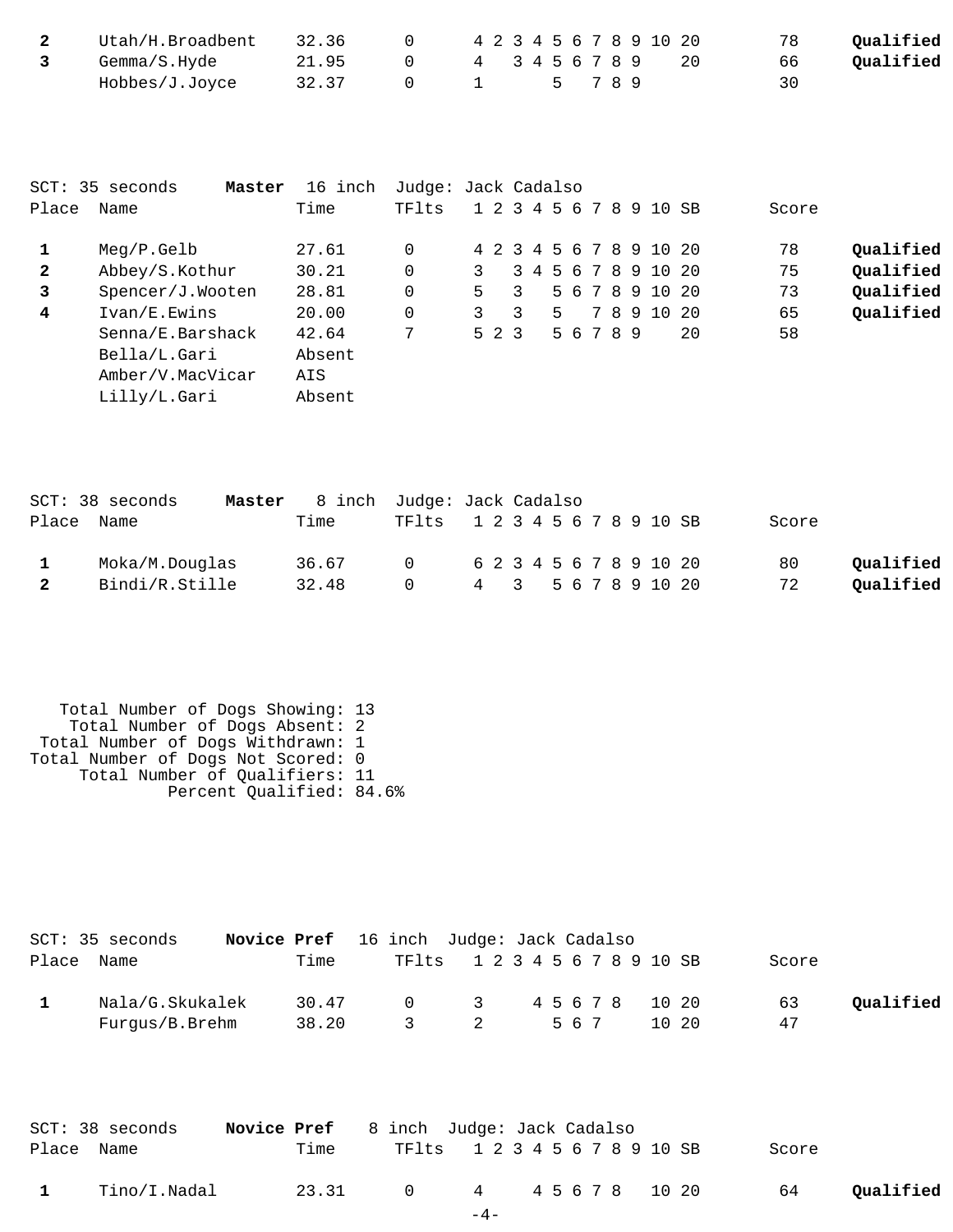| Place | Name | Time | TFlts | 1 | 2 | 3 | 4 | 5 | 6 | 7 | 8 | 9 | 10 | SB | Score | |
|---|---|---|---|---|---|---|---|---|---|---|---|---|---|---|---|---|
| **2** | Utah/H.Broadbent | 32.36 | 0 | 4 | 2 | 3 | 4 | 5 | 6 | 7 | 8 | 9 | 10 | 20 | 78 | **Qualified** |
| **3** | Gemma/S.Hyde | 21.95 | 0 | 4 | | 3 | 4 | 5 | 6 | 7 | 8 | 9 | | 20 | 66 | **Qualified** |
| | Hobbes/J.Joyce | 32.37 | 0 | 1 | | | | 5 | | 7 | 8 | 9 | | | 30 | |

SCT: 35 seconds **Master** 16 inch Judge: Jack Cadalso

| Place | Name | Time | TFlts | 1 | 2 | 3 | 4 | 5 | 6 | 7 | 8 | 9 | 10 | SB | Score | |
|---|---|---|---|---|---|---|---|---|---|---|---|---|---|---|---|---|
| **1** | Meg/P.Gelb | 27.61 | 0 | 4 | 2 | 3 | 4 | 5 | 6 | 7 | 8 | 9 | 10 | 20 | 78 | **Qualified** |
| **2** | Abbey/S.Kothur | 30.21 | 0 | 3 | | 3 | 4 | 5 | 6 | 7 | 8 | 9 | 10 | 20 | 75 | **Qualified** |
| **3** | Spencer/J.Wooten | 28.81 | 0 | 5 | | 3 | | 5 | 6 | 7 | 8 | 9 | 10 | 20 | 73 | **Qualified** |
| **4** | Ivan/E.Ewins | 20.00 | 0 | 3 | | 3 | | 5 | | 7 | 8 | 9 | 10 | 20 | 65 | **Qualified** |
| | Senna/E.Barshack | 42.64 | 7 | 5 | 2 | 3 | | 5 | 6 | 7 | 8 | 9 | | 20 | 58 | |
| | Bella/L.Gari | Absent | | | | | | | | | | | | | | |
| | Amber/V.MacVicar | AIS | | | | | | | | | | | | | | |
| | Lilly/L.Gari | Absent | | | | | | | | | | | | | | |

SCT: 38 seconds **Master** 8 inch Judge: Jack Cadalso

| Place | Name | Time | TFlts | 1 | 2 | 3 | 4 | 5 | 6 | 7 | 8 | 9 | 10 | SB | Score | |
|---|---|---|---|---|---|---|---|---|---|---|---|---|---|---|---|---|
| **1** | Moka/M.Douglas | 36.67 | 0 | 6 | 2 | 3 | 4 | 5 | 6 | 7 | 8 | 9 | 10 | 20 | 80 | **Qualified** |
| **2** | Bindi/R.Stille | 32.48 | 0 | 4 | | 3 | | 5 | 6 | 7 | 8 | 9 | 10 | 20 | 72 | **Qualified** |

Total Number of Dogs Showing: 13
Total Number of Dogs Absent: 2
Total Number of Dogs Withdrawn: 1
Total Number of Dogs Not Scored: 0
Total Number of Qualifiers: 11
Percent Qualified: 84.6%

SCT: 35 seconds **Novice Pref** 16 inch Judge: Jack Cadalso

| Place | Name | Time | TFlts | 1 | 2 | 3 | 4 | 5 | 6 | 7 | 8 | 9 | 10 | SB | Score | |
|---|---|---|---|---|---|---|---|---|---|---|---|---|---|---|---|---|
| **1** | Nala/G.Skukalek | 30.47 | 0 | 3 | | | 4 | 5 | 6 | 7 | 8 | | 10 | 20 | 63 | **Qualified** |
| | Furgus/B.Brehm | 38.20 | 3 | 2 | | | | 5 | 6 | 7 | | | 10 | 20 | 47 | |

SCT: 38 seconds **Novice Pref** 8 inch Judge: Jack Cadalso

| Place | Name | Time | TFlts | 1 | 2 | 3 | 4 | 5 | 6 | 7 | 8 | 9 | 10 | SB | Score | |
|---|---|---|---|---|---|---|---|---|---|---|---|---|---|---|---|---|
| **1** | Tino/I.Nadal | 23.31 | 0 | 4 | | | 4 | 5 | 6 | 7 | 8 | | 10 | 20 | 64 | **Qualified** |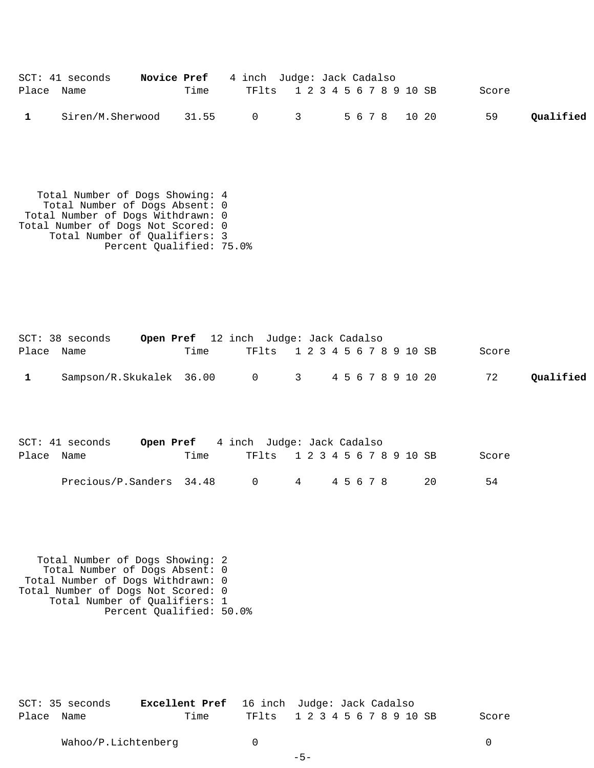SCT: 41 seconds **Novice Pref** 4 inch Judge: Jack Cadalso

| Place | Name | Time | TFlts | 1 | 2 | 3 | 4 | 5 | 6 | 7 | 8 | 9 | 10 | SB | Score | |
|---|---|---|---|---|---|---|---|---|---|---|---|---|---|---|---|---|
| **1** | Siren/M.Sherwood | 31.55 | 0 | | | 3 | | 5 | 6 | 7 | 8 | | 10 | 20 | 59 | **Qualified** |

Total Number of Dogs Showing: 4
Total Number of Dogs Absent: 0
Total Number of Dogs Withdrawn: 0
Total Number of Dogs Not Scored: 0
Total Number of Qualifiers: 3
Percent Qualified: 75.0%

SCT: 38 seconds **Open Pref** 12 inch Judge: Jack Cadalso

| Place | Name | Time | TFlts | 1 | 2 | 3 | 4 | 5 | 6 | 7 | 8 | 9 | 10 | SB | Score | |
|---|---|---|---|---|---|---|---|---|---|---|---|---|---|---|---|---|
| **1** | Sampson/R.Skukalek | 36.00 | 0 | | | 3 | 4 | 5 | 6 | 7 | 8 | 9 | 10 | 20 | 72 | **Qualified** |

SCT: 41 seconds **Open Pref** 4 inch Judge: Jack Cadalso

| Place | Name | Time | TFlts | 1 | 2 | 3 | 4 | 5 | 6 | 7 | 8 | 9 | 10 | SB | Score |
|---|---|---|---|---|---|---|---|---|---|---|---|---|---|---|---|
| | Precious/P.Sanders | 34.48 | 0 | | | 4 | 4 | 5 | 6 | 7 | 8 | | | 20 | 54 |

Total Number of Dogs Showing: 2
Total Number of Dogs Absent: 0
Total Number of Dogs Withdrawn: 0
Total Number of Dogs Not Scored: 0
Total Number of Qualifiers: 1
Percent Qualified: 50.0%

SCT: 35 seconds **Excellent Pref** 16 inch Judge: Jack Cadalso

| Place | Name | Time | TFlts | 1 | 2 | 3 | 4 | 5 | 6 | 7 | 8 | 9 | 10 | SB | Score |
|---|---|---|---|---|---|---|---|---|---|---|---|---|---|---|---|
| | Wahoo/P.Lichtenberg | | 0 | | | | | | | | | | | | 0 |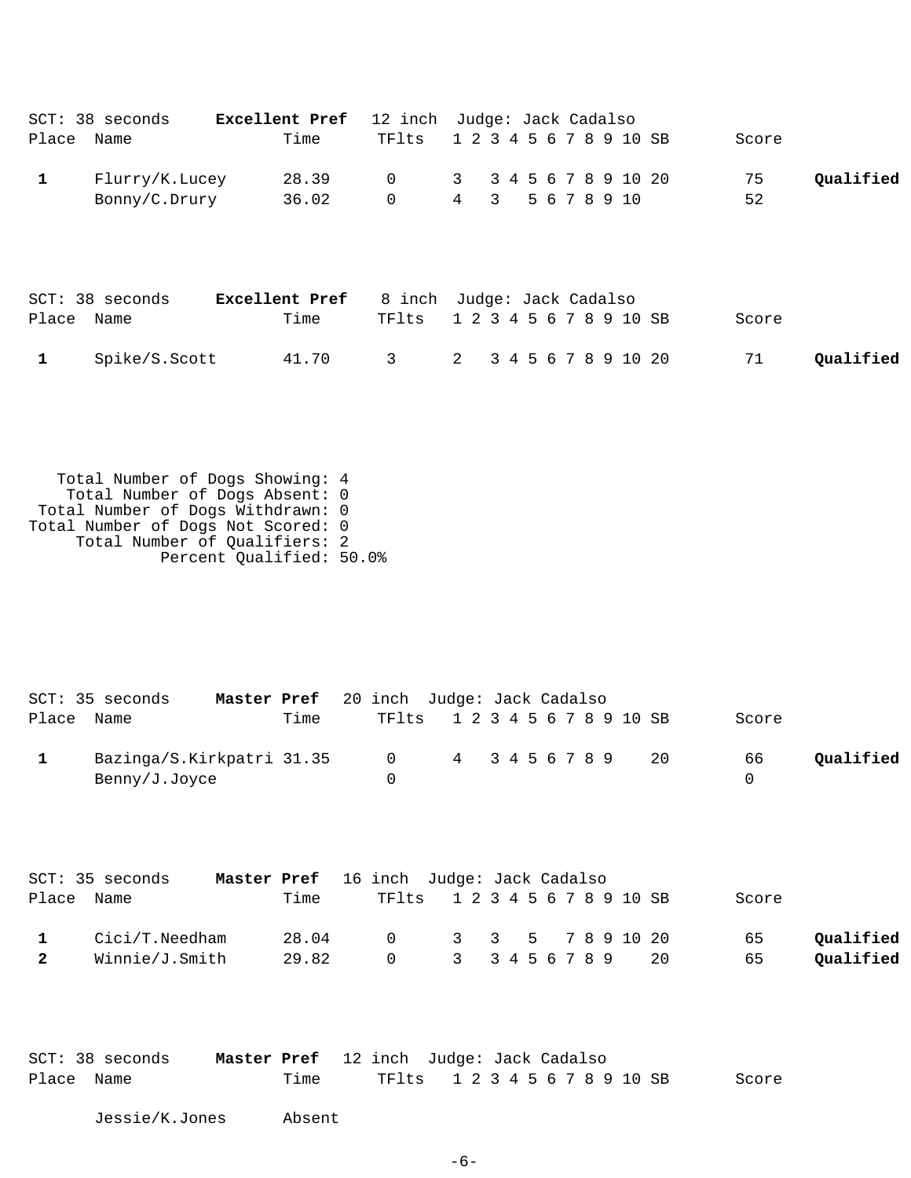SCT: 38 seconds **Excellent Pref** 12 inch Judge: Jack Cadalso

| Place | Name | Time | TFlts | 1 | 2 | 3 | 4 | 5 | 6 | 7 | 8 | 9 | 10 | SB | Score | |
|---|---|---|---|---|---|---|---|---|---|---|---|---|---|---|---|---|
| 1 | Flurry/K.Lucey | 28.39 | 0 | 3 | | 3 | 4 | 5 | 6 | 7 | 8 | 9 | 10 | 20 | 75 | **Qualified** |
| | Bonny/C.Drury | 36.02 | 0 | 4 | | 3 | | 5 | 6 | 7 | 8 | 9 | 10 | | 52 | |

SCT: 38 seconds **Excellent Pref** 8 inch Judge: Jack Cadalso

| Place | Name | Time | TFlts | 1 | 2 | 3 | 4 | 5 | 6 | 7 | 8 | 9 | 10 | SB | Score | |
|---|---|---|---|---|---|---|---|---|---|---|---|---|---|---|---|---|
| 1 | Spike/S.Scott | 41.70 | 3 | 2 | | 3 | 4 | 5 | 6 | 7 | 8 | 9 | 10 | 20 | 71 | **Qualified** |

Total Number of Dogs Showing: 4
Total Number of Dogs Absent: 0
Total Number of Dogs Withdrawn: 0
Total Number of Dogs Not Scored: 0
Total Number of Qualifiers: 2
Percent Qualified: 50.0%

SCT: 35 seconds **Master Pref** 20 inch Judge: Jack Cadalso

| Place | Name | Time | TFlts | 1 | 2 | 3 | 4 | 5 | 6 | 7 | 8 | 9 | 10 | SB | Score | |
|---|---|---|---|---|---|---|---|---|---|---|---|---|---|---|---|---|
| 1 | Bazinga/S.Kirkpatri | 31.35 | 0 | 4 | | 3 | 4 | 5 | 6 | 7 | 8 | 9 | | 20 | 66 | **Qualified** |
| | Benny/J.Joyce | | 0 | | | | | | | | | | | | 0 | |

SCT: 35 seconds **Master Pref** 16 inch Judge: Jack Cadalso

| Place | Name | Time | TFlts | 1 | 2 | 3 | 4 | 5 | 6 | 7 | 8 | 9 | 10 | SB | Score | |
|---|---|---|---|---|---|---|---|---|---|---|---|---|---|---|---|---|
| 1 | Cici/T.Needham | 28.04 | 0 | 3 | | 3 | | 5 | | 7 | 8 | 9 | 10 | 20 | 65 | **Qualified** |
| 2 | Winnie/J.Smith | 29.82 | 0 | 3 | | 3 | 4 | 5 | 6 | 7 | 8 | 9 | | 20 | 65 | **Qualified** |

SCT: 38 seconds **Master Pref** 12 inch Judge: Jack Cadalso

| Place | Name | Time | TFlts | 1 2 3 4 5 6 7 8 9 10 SB | Score |
|---|---|---|---|---|---|
| | Jessie/K.Jones | Absent | | | |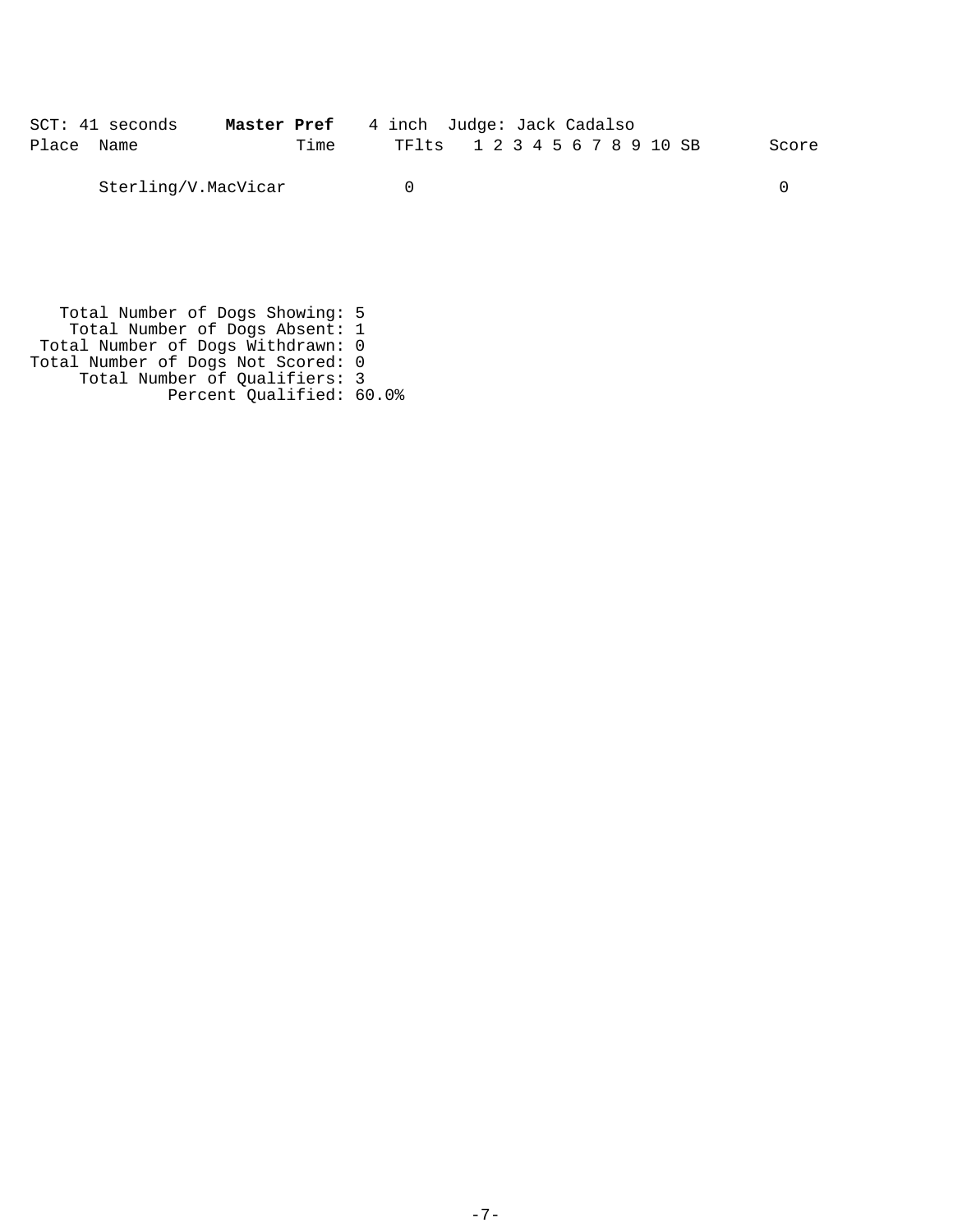SCT: 41 seconds **Master Pref** 4 inch Judge: Jack Cadalso

| Place | Name | Time | TFlts | 1 | 2 | 3 | 4 | 5 | 6 | 7 | 8 | 9 | 10 | SB | Score |
|---|---|---|---|---|---|---|---|---|---|---|---|---|---|---|---|
| | Sterling/V.MacVicar | | 0 | | | | | | | | | | | | 0 |

Total Number of Dogs Showing: 5
Total Number of Dogs Absent: 1
Total Number of Dogs Withdrawn: 0
Total Number of Dogs Not Scored: 0
Total Number of Qualifiers: 3
Percent Qualified: 60.0%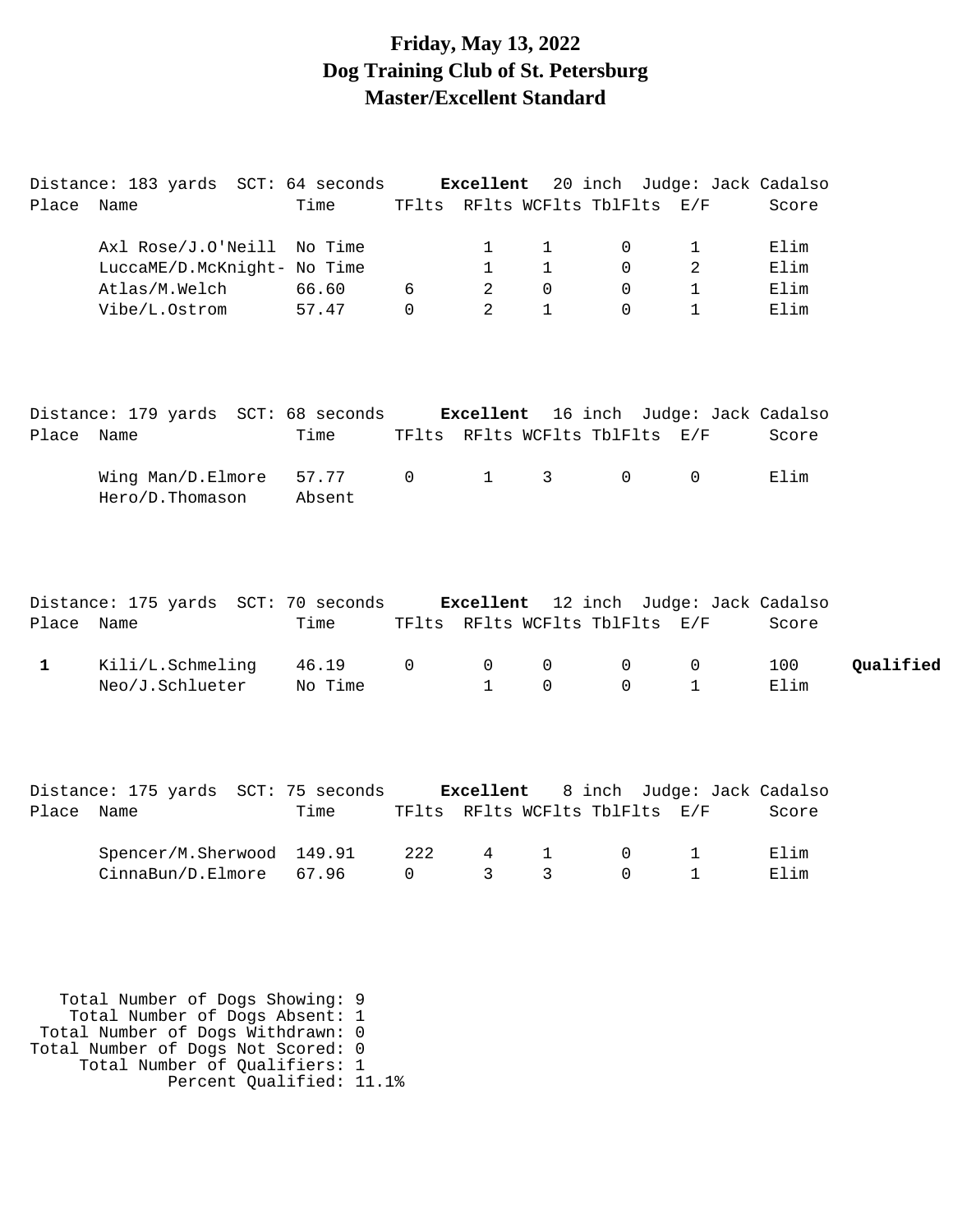# Friday, May 13, 2022
# Dog Training Club of St. Petersburg
# Master/Excellent Standard

Distance: 183 yards SCT: 64 seconds **Excellent** 20 inch Judge: Jack Cadalso

| Place | Name | Time | TFlts | RFlts | WCFlts | TblFlts | E/F | Score | |
|---|---|---|---|---|---|---|---|---|---|
| | Axl Rose/J.O'Neill | No Time | | 1 | 1 | 0 | 1 | Elim | |
| | LuccaME/D.McKnight- | No Time | | 1 | 1 | 0 | 2 | Elim | |
| | Atlas/M.Welch | 66.60 | 6 | 2 | 0 | 0 | 1 | Elim | |
| | Vibe/L.Ostrom | 57.47 | 0 | 2 | 1 | 0 | 1 | Elim | |

Distance: 179 yards SCT: 68 seconds **Excellent** 16 inch Judge: Jack Cadalso

| Place | Name | Time | TFlts | RFlts | WCFlts | TblFlts | E/F | Score | |
|---|---|---|---|---|---|---|---|---|---|
| | Wing Man/D.Elmore | 57.77 | 0 | 1 | 3 | 0 | 0 | Elim | |
| | Hero/D.Thomason | Absent | | | | | | | |

Distance: 175 yards SCT: 70 seconds **Excellent** 12 inch Judge: Jack Cadalso

| Place | Name | Time | TFlts | RFlts | WCFlts | TblFlts | E/F | Score | |
|---|---|---|---|---|---|---|---|---|---|
| **1** | Kili/L.Schmeling | 46.19 | 0 | 0 | 0 | 0 | 0 | 100 | **Qualified** |
| | Neo/J.Schlueter | No Time | | 1 | 0 | 0 | 1 | Elim | |

Distance: 175 yards SCT: 75 seconds **Excellent** 8 inch Judge: Jack Cadalso

| Place | Name | Time | TFlts | RFlts | WCFlts | TblFlts | E/F | Score | |
|---|---|---|---|---|---|---|---|---|---|
| | Spencer/M.Sherwood | 149.91 | 222 | 4 | 1 | 0 | 1 | Elim | |
| | CinnaBun/D.Elmore | 67.96 | 0 | 3 | 3 | 0 | 1 | Elim | |

Total Number of Dogs Showing: 9
Total Number of Dogs Absent: 1
Total Number of Dogs Withdrawn: 0
Total Number of Dogs Not Scored: 0
Total Number of Qualifiers: 1
Percent Qualified: 11.1%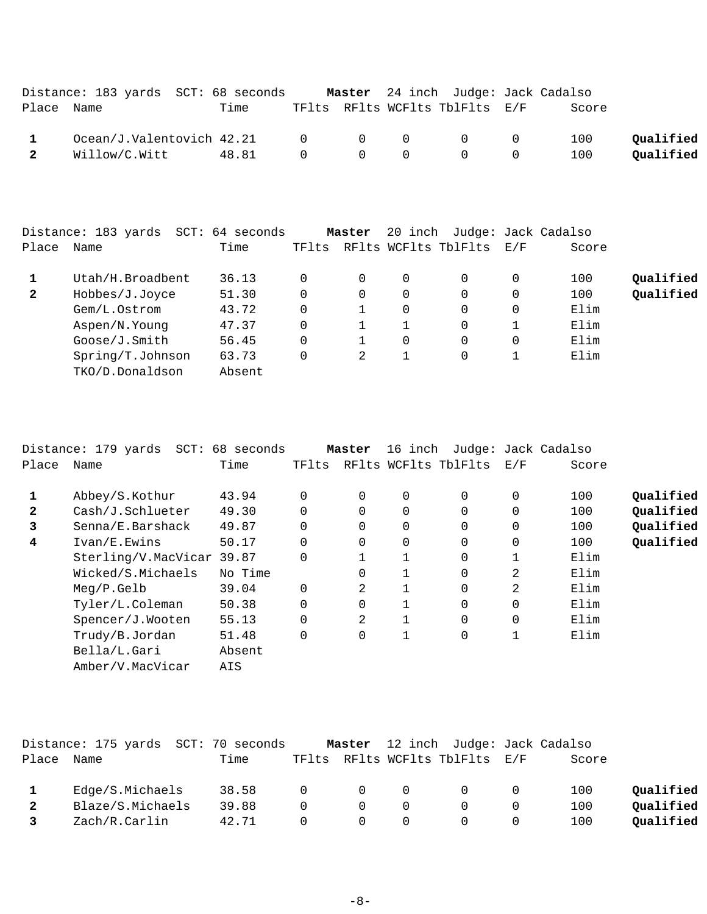Distance: 183 yards SCT: 68 seconds **Master** 24 inch Judge: Jack Cadalso

| Place | Name | Time | TFlts | RFlts | WCFlts | TblFlts | E/F | Score | |
|---|---|---|---|---|---|---|---|---|---|
| **1** | Ocean/J.Valentovich | 42.21 | 0 | 0 | 0 | 0 | 0 | 100 | **Qualified** |
| **2** | Willow/C.Witt | 48.81 | 0 | 0 | 0 | 0 | 0 | 100 | **Qualified** |

Distance: 183 yards SCT: 64 seconds **Master** 20 inch Judge: Jack Cadalso

| Place | Name | Time | TFlts | RFlts | WCFlts | TblFlts | E/F | Score | |
|---|---|---|---|---|---|---|---|---|---|
| **1** | Utah/H.Broadbent | 36.13 | 0 | 0 | 0 | 0 | 0 | 100 | **Qualified** |
| **2** | Hobbes/J.Joyce | 51.30 | 0 | 0 | 0 | 0 | 0 | 100 | **Qualified** |
| | Gem/L.Ostrom | 43.72 | 0 | 1 | 0 | 0 | 0 | Elim | |
| | Aspen/N.Young | 47.37 | 0 | 1 | 1 | 0 | 1 | Elim | |
| | Goose/J.Smith | 56.45 | 0 | 1 | 0 | 0 | 0 | Elim | |
| | Spring/T.Johnson | 63.73 | 0 | 2 | 1 | 0 | 1 | Elim | |
| | TKO/D.Donaldson | Absent | | | | | | | |

Distance: 179 yards SCT: 68 seconds **Master** 16 inch Judge: Jack Cadalso

| Place | Name | Time | TFlts | RFlts | WCFlts | TblFlts | E/F | Score | |
|---|---|---|---|---|---|---|---|---|---|
| **1** | Abbey/S.Kothur | 43.94 | 0 | 0 | 0 | 0 | 0 | 100 | **Qualified** |
| **2** | Cash/J.Schlueter | 49.30 | 0 | 0 | 0 | 0 | 0 | 100 | **Qualified** |
| **3** | Senna/E.Barshack | 49.87 | 0 | 0 | 0 | 0 | 0 | 100 | **Qualified** |
| **4** | Ivan/E.Ewins | 50.17 | 0 | 0 | 0 | 0 | 0 | 100 | **Qualified** |
| | Sterling/V.MacVicar | 39.87 | 0 | 1 | 1 | 0 | 1 | Elim | |
| | Wicked/S.Michaels | No Time | | 0 | 1 | 0 | 2 | Elim | |
| | Meg/P.Gelb | 39.04 | 0 | 2 | 1 | 0 | 2 | Elim | |
| | Tyler/L.Coleman | 50.38 | 0 | 0 | 1 | 0 | 0 | Elim | |
| | Spencer/J.Wooten | 55.13 | 0 | 2 | 1 | 0 | 0 | Elim | |
| | Trudy/B.Jordan | 51.48 | 0 | 0 | 1 | 0 | 1 | Elim | |
| | Bella/L.Gari | Absent | | | | | | | |
| | Amber/V.MacVicar | AIS | | | | | | | |

Distance: 175 yards SCT: 70 seconds **Master** 12 inch Judge: Jack Cadalso

| Place | Name | Time | TFlts | RFlts | WCFlts | TblFlts | E/F | Score | |
|---|---|---|---|---|---|---|---|---|---|
| **1** | Edge/S.Michaels | 38.58 | 0 | 0 | 0 | 0 | 0 | 100 | **Qualified** |
| **2** | Blaze/S.Michaels | 39.88 | 0 | 0 | 0 | 0 | 0 | 100 | **Qualified** |
| **3** | Zach/R.Carlin | 42.71 | 0 | 0 | 0 | 0 | 0 | 100 | **Qualified** |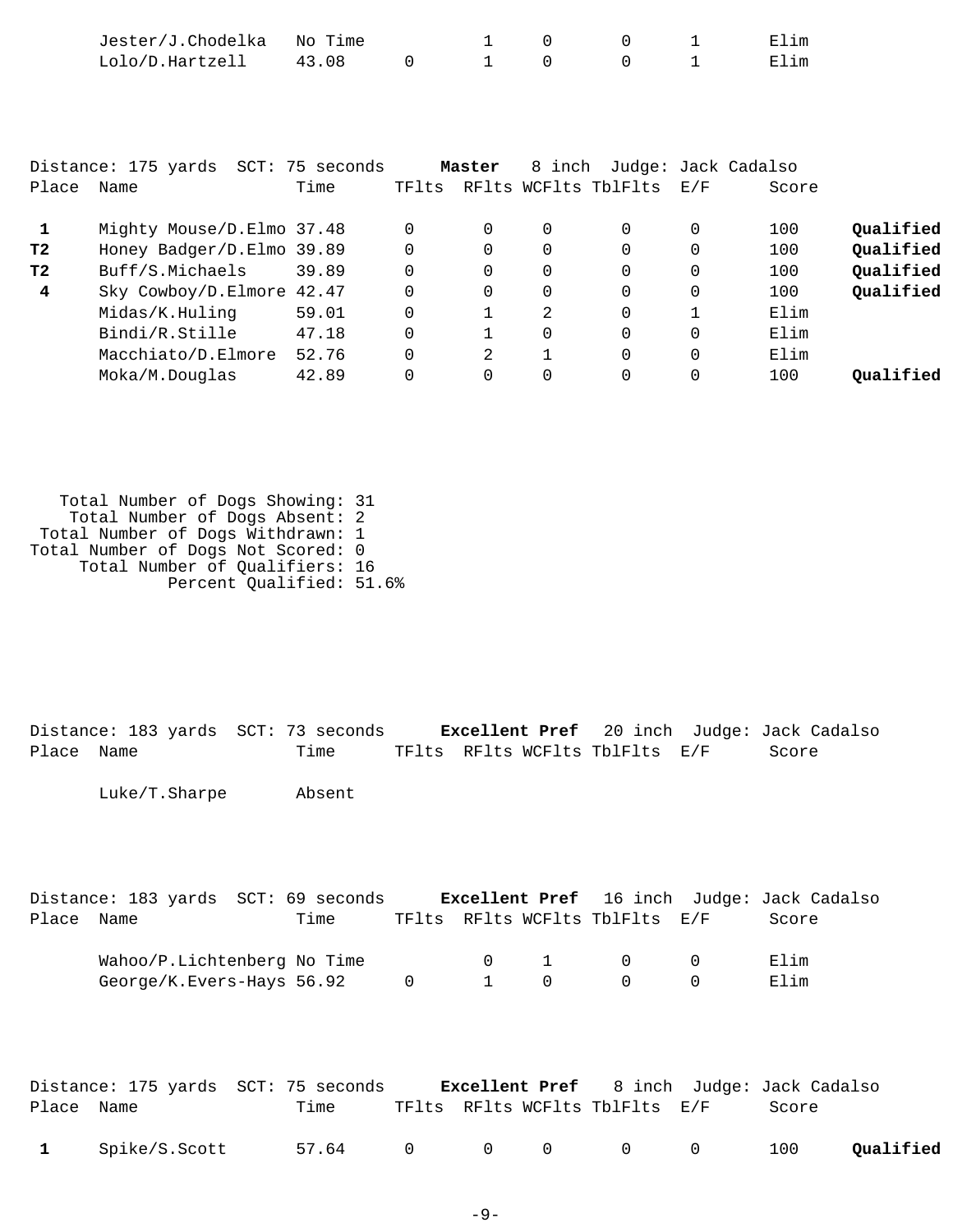| Place | Name | Time | TFlts | RFlts | WCFlts | TblFlts | E/F | Score | |
|---|---|---|---|---|---|---|---|---|---|
| | Jester/J.Chodelka | No Time | | 1 | 0 | 0 | 1 | Elim | |
| | Lolo/D.Hartzell | 43.08 | 0 | 1 | 0 | 0 | 1 | Elim | |

Distance: 175 yards SCT: 75 seconds **Master** 8 inch Judge: Jack Cadalso

| Place | Name | Time | TFlts | RFlts | WCFlts | TblFlts | E/F | Score | |
|---|---|---|---|---|---|---|---|---|---|
| **1** | Mighty Mouse/D.Elmo | 37.48 | 0 | 0 | 0 | 0 | 0 | 100 | **Qualified** |
| **T2** | Honey Badger/D.Elmo | 39.89 | 0 | 0 | 0 | 0 | 0 | 100 | **Qualified** |
| **T2** | Buff/S.Michaels | 39.89 | 0 | 0 | 0 | 0 | 0 | 100 | **Qualified** |
| **4** | Sky Cowboy/D.Elmore | 42.47 | 0 | 0 | 0 | 0 | 0 | 100 | **Qualified** |
| | Midas/K.Huling | 59.01 | 0 | 1 | 2 | 0 | 1 | Elim | |
| | Bindi/R.Stille | 47.18 | 0 | 1 | 0 | 0 | 0 | Elim | |
| | Macchiato/D.Elmore | 52.76 | 0 | 2 | 1 | 0 | 0 | Elim | |
| | Moka/M.Douglas | 42.89 | 0 | 0 | 0 | 0 | 0 | 100 | **Qualified** |

Total Number of Dogs Showing: 31
Total Number of Dogs Absent: 2
Total Number of Dogs Withdrawn: 1
Total Number of Dogs Not Scored: 0
Total Number of Qualifiers: 16
Percent Qualified: 51.6%

Distance: 183 yards SCT: 73 seconds **Excellent Pref** 20 inch Judge: Jack Cadalso

| Place | Name | Time | TFlts | RFlts | WCFlts | TblFlts | E/F | Score |
|---|---|---|---|---|---|---|---|---|
| | Luke/T.Sharpe | Absent | | | | | | |

Distance: 183 yards SCT: 69 seconds **Excellent Pref** 16 inch Judge: Jack Cadalso

| Place | Name | Time | TFlts | RFlts | WCFlts | TblFlts | E/F | Score |
|---|---|---|---|---|---|---|---|---|
| | Wahoo/P.Lichtenberg | No Time | | 0 | 1 | 0 | 0 | Elim |
| | George/K.Evers-Hays | 56.92 | 0 | 1 | 0 | 0 | 0 | Elim |

Distance: 175 yards SCT: 75 seconds **Excellent Pref** 8 inch Judge: Jack Cadalso

| Place | Name | Time | TFlts | RFlts | WCFlts | TblFlts | E/F | Score | |
|---|---|---|---|---|---|---|---|---|---|
| **1** | Spike/S.Scott | 57.64 | 0 | 0 | 0 | 0 | 0 | 100 | **Qualified** |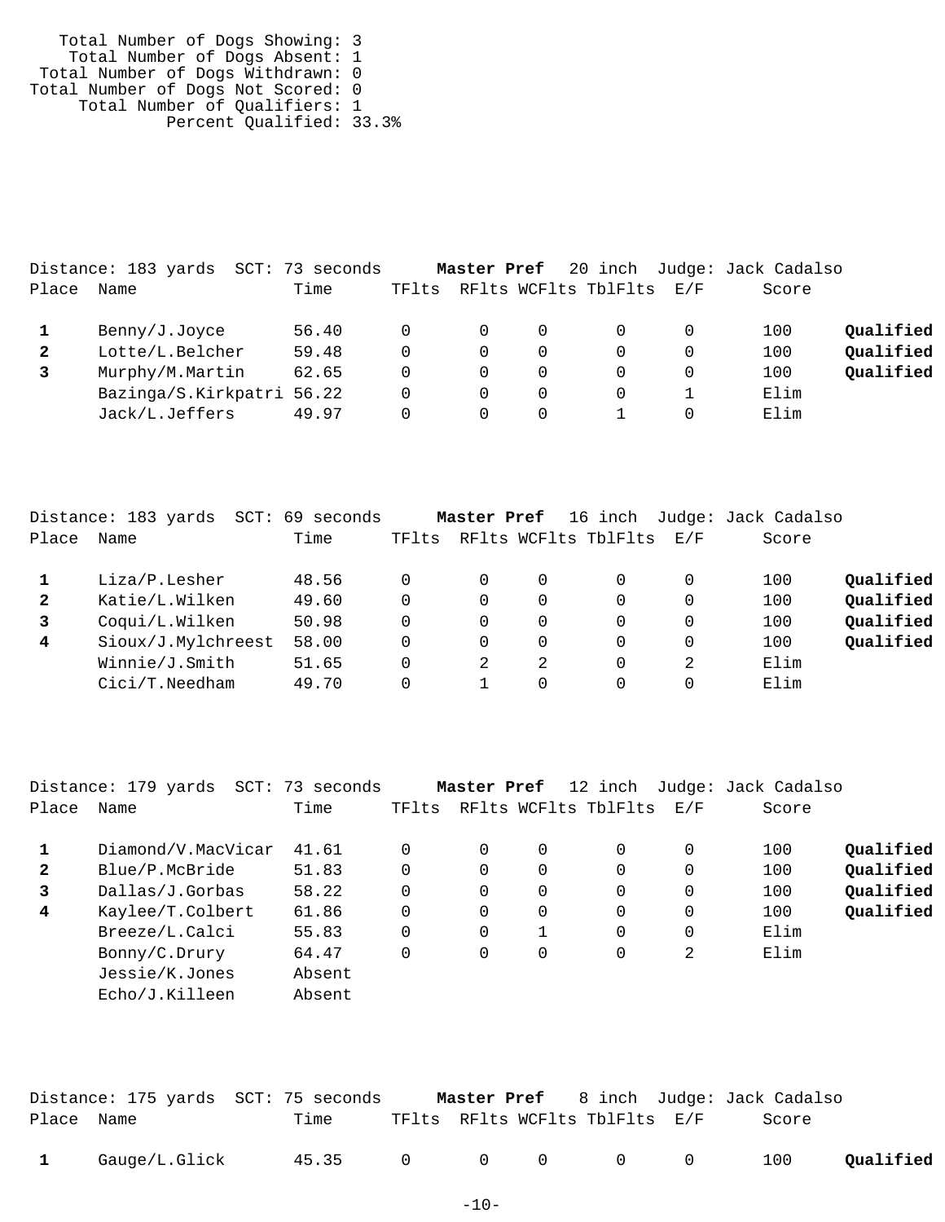Total Number of Dogs Showing: 3
Total Number of Dogs Absent: 1
Total Number of Dogs Withdrawn: 0
Total Number of Dogs Not Scored: 0
Total Number of Qualifiers: 1
Percent Qualified: 33.3%

Distance: 183 yards SCT: 73 seconds **Master Pref** 20 inch Judge: Jack Cadalso

| Place | Name | Time | TFlts | RFlts | WCFlts | TblFlts | E/F | Score | |
|---|---|---|---|---|---|---|---|---|---|
| **1** | Benny/J.Joyce | 56.40 | 0 | 0 | 0 | 0 | 0 | 100 | **Qualified** |
| **2** | Lotte/L.Belcher | 59.48 | 0 | 0 | 0 | 0 | 0 | 100 | **Qualified** |
| **3** | Murphy/M.Martin | 62.65 | 0 | 0 | 0 | 0 | 0 | 100 | **Qualified** |
| | Bazinga/S.Kirkpatri | 56.22 | 0 | 0 | 0 | 0 | 1 | Elim | |
| | Jack/L.Jeffers | 49.97 | 0 | 0 | 0 | 1 | 0 | Elim | |

Distance: 183 yards SCT: 69 seconds **Master Pref** 16 inch Judge: Jack Cadalso

| Place | Name | Time | TFlts | RFlts | WCFlts | TblFlts | E/F | Score | |
|---|---|---|---|---|---|---|---|---|---|
| **1** | Liza/P.Lesher | 48.56 | 0 | 0 | 0 | 0 | 0 | 100 | **Qualified** |
| **2** | Katie/L.Wilken | 49.60 | 0 | 0 | 0 | 0 | 0 | 100 | **Qualified** |
| **3** | Coqui/L.Wilken | 50.98 | 0 | 0 | 0 | 0 | 0 | 100 | **Qualified** |
| **4** | Sioux/J.Mylchreest | 58.00 | 0 | 0 | 0 | 0 | 0 | 100 | **Qualified** |
| | Winnie/J.Smith | 51.65 | 0 | 2 | 2 | 0 | 2 | Elim | |
| | Cici/T.Needham | 49.70 | 0 | 1 | 0 | 0 | 0 | Elim | |

Distance: 179 yards SCT: 73 seconds **Master Pref** 12 inch Judge: Jack Cadalso

| Place | Name | Time | TFlts | RFlts | WCFlts | TblFlts | E/F | Score | |
|---|---|---|---|---|---|---|---|---|---|
| **1** | Diamond/V.MacVicar | 41.61 | 0 | 0 | 0 | 0 | 0 | 100 | **Qualified** |
| **2** | Blue/P.McBride | 51.83 | 0 | 0 | 0 | 0 | 0 | 100 | **Qualified** |
| **3** | Dallas/J.Gorbas | 58.22 | 0 | 0 | 0 | 0 | 0 | 100 | **Qualified** |
| **4** | Kaylee/T.Colbert | 61.86 | 0 | 0 | 0 | 0 | 0 | 100 | **Qualified** |
| | Breeze/L.Calci | 55.83 | 0 | 0 | 1 | 0 | 0 | Elim | |
| | Bonny/C.Drury | 64.47 | 0 | 0 | 0 | 0 | 2 | Elim | |
| | Jessie/K.Jones | Absent | | | | | | | |
| | Echo/J.Killeen | Absent | | | | | | | |

Distance: 175 yards SCT: 75 seconds **Master Pref** 8 inch Judge: Jack Cadalso

| Place | Name | Time | TFlts | RFlts | WCFlts | TblFlts | E/F | Score | |
|---|---|---|---|---|---|---|---|---|---|
| **1** | Gauge/L.Glick | 45.35 | 0 | 0 | 0 | 0 | 0 | 100 | **Qualified** |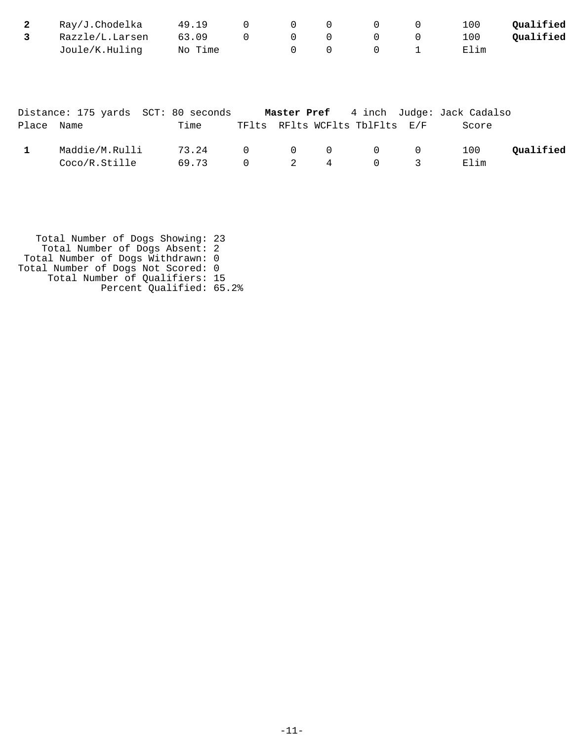| Place | Name | Time | TFlts | RFlts | WCFlts | TblFlts | E/F | Score | |
|---|---|---|---|---|---|---|---|---|---|
| **2** | Ray/J.Chodelka | 49.19 | 0 | 0 | 0 | 0 | 0 | 100 | **Qualified** |
| **3** | Razzle/L.Larsen | 63.09 | 0 | 0 | 0 | 0 | 0 | 100 | **Qualified** |
| | Joule/K.Huling | No Time | | 0 | 0 | 0 | 1 | Elim | |

Distance: 175 yards  SCT: 80 seconds  **Master Pref**  4 inch  Judge: Jack Cadalso

| Place | Name | Time | TFlts | RFlts | WCFlts | TblFlts | E/F | Score | |
|---|---|---|---|---|---|---|---|---|---|
| **1** | Maddie/M.Rulli | 73.24 | 0 | 0 | 0 | 0 | 0 | 100 | **Qualified** |
| | Coco/R.Stille | 69.73 | 0 | 2 | 4 | 0 | 3 | Elim | |

Total Number of Dogs Showing: 23
Total Number of Dogs Absent: 2
Total Number of Dogs Withdrawn: 0
Total Number of Dogs Not Scored: 0
Total Number of Qualifiers: 15
Percent Qualified: 65.2%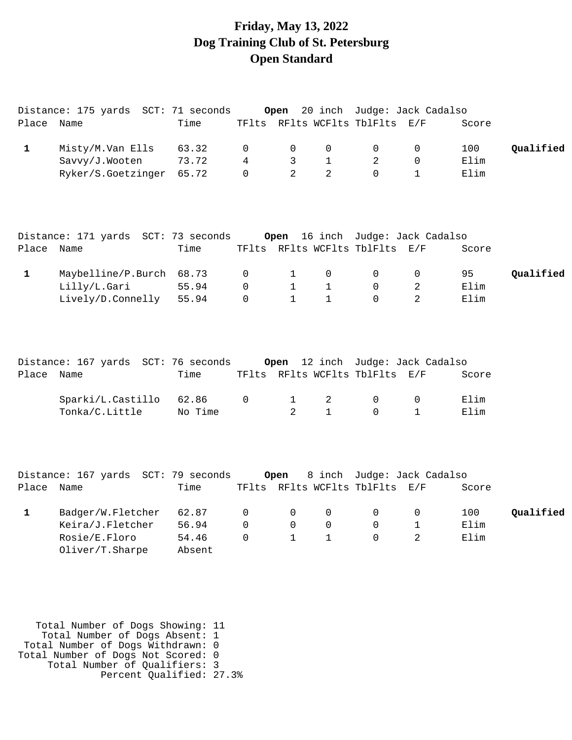# Friday, May 13, 2022
# Dog Training Club of St. Petersburg
# Open Standard

Distance: 175 yards SCT: 71 seconds **Open** 20 inch Judge: Jack Cadalso

| Place | Name | Time | TFlts | RFlts | WCFlts | TblFlts | E/F | Score | |
|---|---|---|---|---|---|---|---|---|---|
| **1** | Misty/M.Van Ells | 63.32 | 0 | 0 | 0 | 0 | 0 | 100 | **Qualified** |
| | Savvy/J.Wooten | 73.72 | 4 | 3 | 1 | 2 | 0 | Elim | |
| | Ryker/S.Goetzinger | 65.72 | 0 | 2 | 2 | 0 | 1 | Elim | |

Distance: 171 yards SCT: 73 seconds **Open** 16 inch Judge: Jack Cadalso

| Place | Name | Time | TFlts | RFlts | WCFlts | TblFlts | E/F | Score | |
|---|---|---|---|---|---|---|---|---|---|
| **1** | Maybelline/P.Burch | 68.73 | 0 | 1 | 0 | 0 | 0 | 95 | **Qualified** |
| | Lilly/L.Gari | 55.94 | 0 | 1 | 1 | 0 | 2 | Elim | |
| | Lively/D.Connelly | 55.94 | 0 | 1 | 1 | 0 | 2 | Elim | |

Distance: 167 yards SCT: 76 seconds **Open** 12 inch Judge: Jack Cadalso

| Place | Name | Time | TFlts | RFlts | WCFlts | TblFlts | E/F | Score |
|---|---|---|---|---|---|---|---|---|
| | Sparki/L.Castillo | 62.86 | 0 | 1 | 2 | 0 | 0 | Elim |
| | Tonka/C.Little | No Time | | 2 | 1 | 0 | 1 | Elim |

Distance: 167 yards SCT: 79 seconds **Open** 8 inch Judge: Jack Cadalso

| Place | Name | Time | TFlts | RFlts | WCFlts | TblFlts | E/F | Score | |
|---|---|---|---|---|---|---|---|---|---|
| **1** | Badger/W.Fletcher | 62.87 | 0 | 0 | 0 | 0 | 0 | 100 | **Qualified** |
| | Keira/J.Fletcher | 56.94 | 0 | 0 | 0 | 0 | 1 | Elim | |
| | Rosie/E.Floro | 54.46 | 0 | 1 | 1 | 0 | 2 | Elim | |
| | Oliver/T.Sharpe | Absent | | | | | | | |

Total Number of Dogs Showing: 11
Total Number of Dogs Absent: 1
Total Number of Dogs Withdrawn: 0
Total Number of Dogs Not Scored: 0
Total Number of Qualifiers: 3
Percent Qualified: 27.3%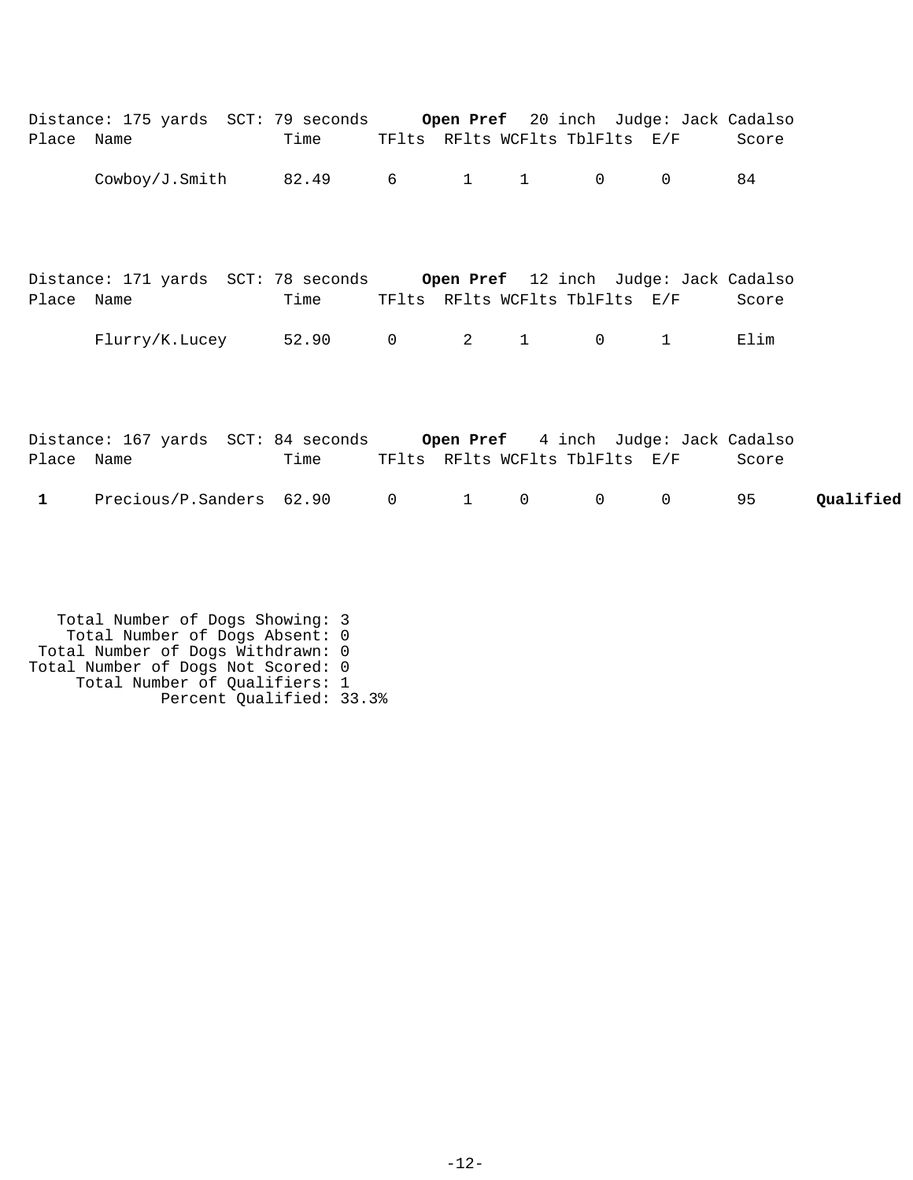Distance: 175 yards SCT: 79 seconds **Open Pref** 20 inch Judge: Jack Cadalso

| Place | Name | Time | TFlts | RFlts | WCFlts | TblFlts | E/F | Score | |
|---|---|---|---|---|---|---|---|---|---|
| | Cowboy/J.Smith | 82.49 | 6 | 1 | 1 | 0 | 0 | 84 | |

Distance: 171 yards SCT: 78 seconds **Open Pref** 12 inch Judge: Jack Cadalso

| Place | Name | Time | TFlts | RFlts | WCFlts | TblFlts | E/F | Score | |
|---|---|---|---|---|---|---|---|---|---|
| | Flurry/K.Lucey | 52.90 | 0 | 2 | 1 | 0 | 1 | Elim | |

Distance: 167 yards SCT: 84 seconds **Open Pref** 4 inch Judge: Jack Cadalso

| Place | Name | Time | TFlts | RFlts | WCFlts | TblFlts | E/F | Score | |
|---|---|---|---|---|---|---|---|---|---|
| **1** | Precious/P.Sanders | 62.90 | 0 | 1 | 0 | 0 | 0 | 95 | **Qualified** |

Total Number of Dogs Showing: 3
Total Number of Dogs Absent: 0
Total Number of Dogs Withdrawn: 0
Total Number of Dogs Not Scored: 0
Total Number of Qualifiers: 1
Percent Qualified: 33.3%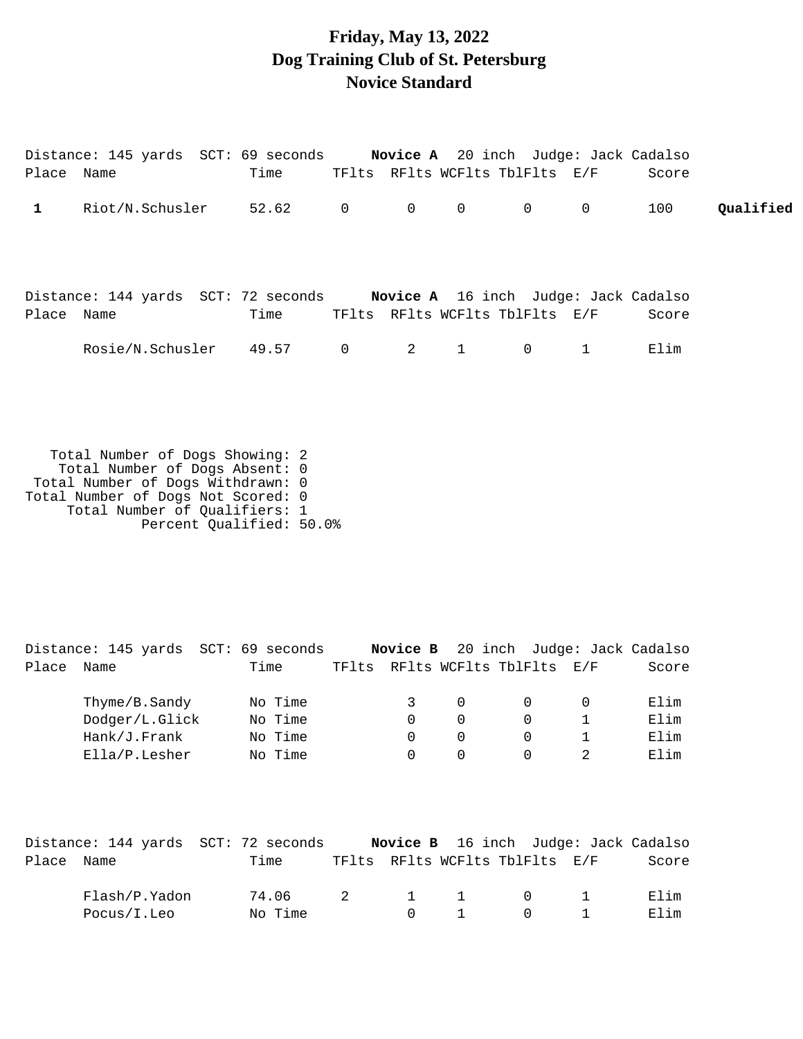# Friday, May 13, 2022
# Dog Training Club of St. Petersburg
# Novice Standard

Distance: 145 yards SCT: 69 seconds **Novice A** 20 inch Judge: Jack Cadalso

| Place | Name | Time | TFlts | RFlts | WCFlts | TblFlts | E/F | Score | |
|---|---|---|---|---|---|---|---|---|---|
| **1** | Riot/N.Schusler | 52.62 | 0 | 0 | 0 | 0 | 0 | 100 | **Qualified** |

Distance: 144 yards SCT: 72 seconds **Novice A** 16 inch Judge: Jack Cadalso

| Place | Name | Time | TFlts | RFlts | WCFlts | TblFlts | E/F | Score |
|---|---|---|---|---|---|---|---|---|
| | Rosie/N.Schusler | 49.57 | 0 | 2 | 1 | 0 | 1 | Elim |

Total Number of Dogs Showing: 2
Total Number of Dogs Absent: 0
Total Number of Dogs Withdrawn: 0
Total Number of Dogs Not Scored: 0
Total Number of Qualifiers: 1
Percent Qualified: 50.0%

Distance: 145 yards SCT: 69 seconds **Novice B** 20 inch Judge: Jack Cadalso

| Place | Name | Time | TFlts | RFlts | WCFlts | TblFlts | E/F | Score |
|---|---|---|---|---|---|---|---|---|
| | Thyme/B.Sandy | No Time | | 3 | 0 | 0 | 0 | Elim |
| | Dodger/L.Glick | No Time | | 0 | 0 | 0 | 1 | Elim |
| | Hank/J.Frank | No Time | | 0 | 0 | 0 | 1 | Elim |
| | Ella/P.Lesher | No Time | | 0 | 0 | 0 | 2 | Elim |

Distance: 144 yards SCT: 72 seconds **Novice B** 16 inch Judge: Jack Cadalso

| Place | Name | Time | TFlts | RFlts | WCFlts | TblFlts | E/F | Score |
|---|---|---|---|---|---|---|---|---|
| | Flash/P.Yadon | 74.06 | 2 | 1 | 1 | 0 | 1 | Elim |
| | Pocus/I.Leo | No Time | | 0 | 1 | 0 | 1 | Elim |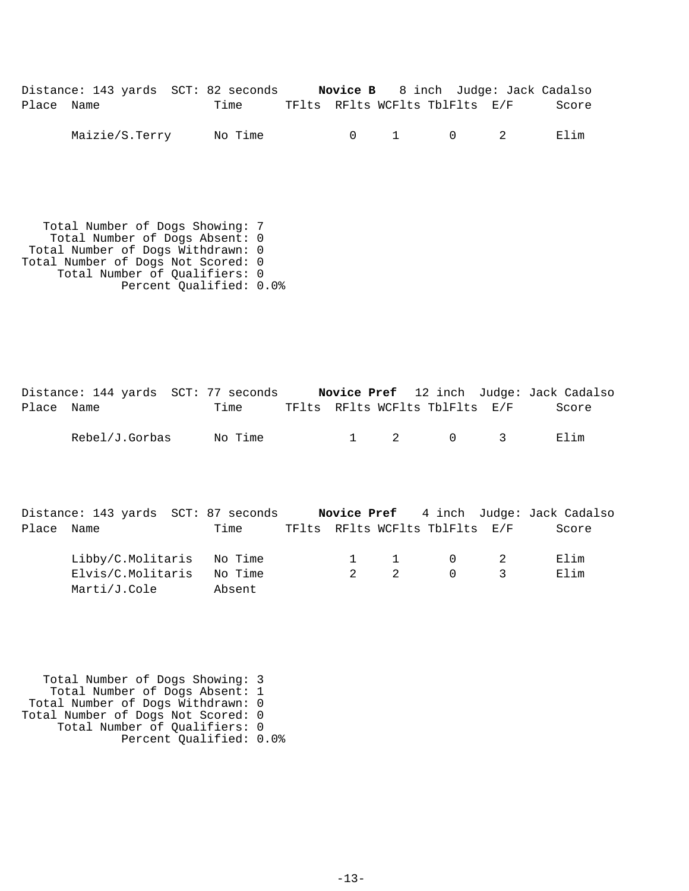Distance: 143 yards SCT: 82 seconds **Novice B** 8 inch Judge: Jack Cadalso

| Place | Name | Time | TFlts | RFlts | WCFlts | TblFlts | E/F | Score |
|---|---|---|---|---|---|---|---|---|
| | Maizie/S.Terry | No Time | | 0 | 1 | 0 | 2 | Elim |

Total Number of Dogs Showing: 7
Total Number of Dogs Absent: 0
Total Number of Dogs Withdrawn: 0
Total Number of Dogs Not Scored: 0
Total Number of Qualifiers: 0
Percent Qualified: 0.0%

Distance: 144 yards SCT: 77 seconds **Novice Pref** 12 inch Judge: Jack Cadalso

| Place | Name | Time | TFlts | RFlts | WCFlts | TblFlts | E/F | Score |
|---|---|---|---|---|---|---|---|---|
| | Rebel/J.Gorbas | No Time | | 1 | 2 | 0 | 3 | Elim |

Distance: 143 yards SCT: 87 seconds **Novice Pref** 4 inch Judge: Jack Cadalso

| Place | Name | Time | TFlts | RFlts | WCFlts | TblFlts | E/F | Score |
|---|---|---|---|---|---|---|---|---|
| | Libby/C.Molitaris | No Time | | 1 | 1 | 0 | 2 | Elim |
| | Elvis/C.Molitaris | No Time | | 2 | 2 | 0 | 3 | Elim |
| | Marti/J.Cole | Absent | | | | | | |

Total Number of Dogs Showing: 3
Total Number of Dogs Absent: 1
Total Number of Dogs Withdrawn: 0
Total Number of Dogs Not Scored: 0
Total Number of Qualifiers: 0
Percent Qualified: 0.0%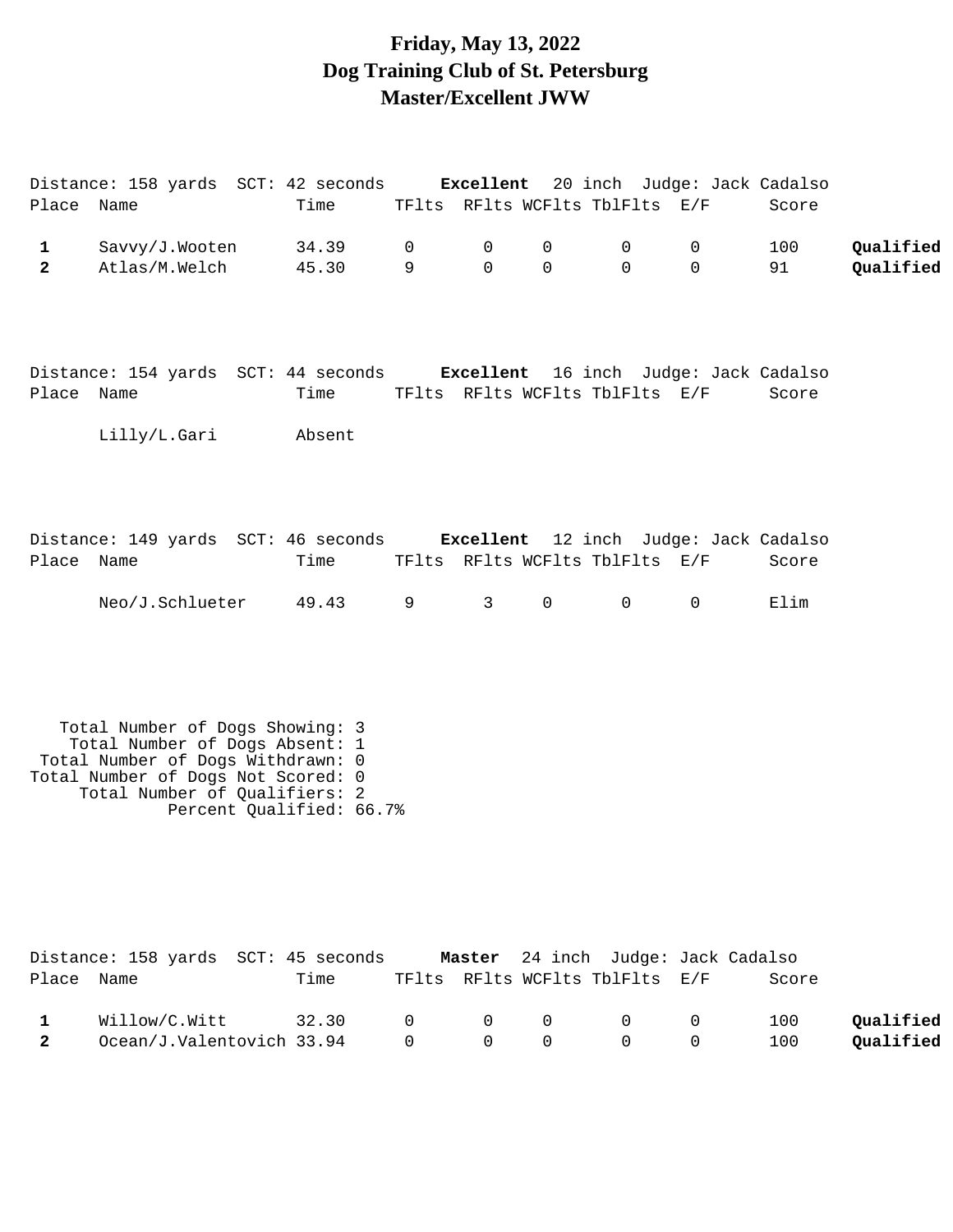# Friday, May 13, 2022
# Dog Training Club of St. Petersburg
# Master/Excellent JWW

Distance: 158 yards SCT: 42 seconds **Excellent** 20 inch Judge: Jack Cadalso

| Place | Name | Time | TFlts | RFlts | WCFlts | TblFlts | E/F | Score | |
|---|---|---|---|---|---|---|---|---|---|
| **1** | Savvy/J.Wooten | 34.39 | 0 | 0 | 0 | 0 | 0 | 100 | **Qualified** |
| **2** | Atlas/M.Welch | 45.30 | 9 | 0 | 0 | 0 | 0 | 91 | **Qualified** |

Distance: 154 yards SCT: 44 seconds **Excellent** 16 inch Judge: Jack Cadalso

| Place | Name | Time | TFlts | RFlts | WCFlts | TblFlts | E/F | Score |
|---|---|---|---|---|---|---|---|---|
| | Lilly/L.Gari | Absent | | | | | | |

Distance: 149 yards SCT: 46 seconds **Excellent** 12 inch Judge: Jack Cadalso

| Place | Name | Time | TFlts | RFlts | WCFlts | TblFlts | E/F | Score |
|---|---|---|---|---|---|---|---|---|
| | Neo/J.Schlueter | 49.43 | 9 | 3 | 0 | 0 | 0 | Elim |

Total Number of Dogs Showing: 3
Total Number of Dogs Absent: 1
Total Number of Dogs Withdrawn: 0
Total Number of Dogs Not Scored: 0
Total Number of Qualifiers: 2
Percent Qualified: 66.7%

Distance: 158 yards SCT: 45 seconds **Master** 24 inch Judge: Jack Cadalso

| Place | Name | Time | TFlts | RFlts | WCFlts | TblFlts | E/F | Score | |
|---|---|---|---|---|---|---|---|---|---|
| **1** | Willow/C.Witt | 32.30 | 0 | 0 | 0 | 0 | 0 | 100 | **Qualified** |
| **2** | Ocean/J.Valentovich | 33.94 | 0 | 0 | 0 | 0 | 0 | 100 | **Qualified** |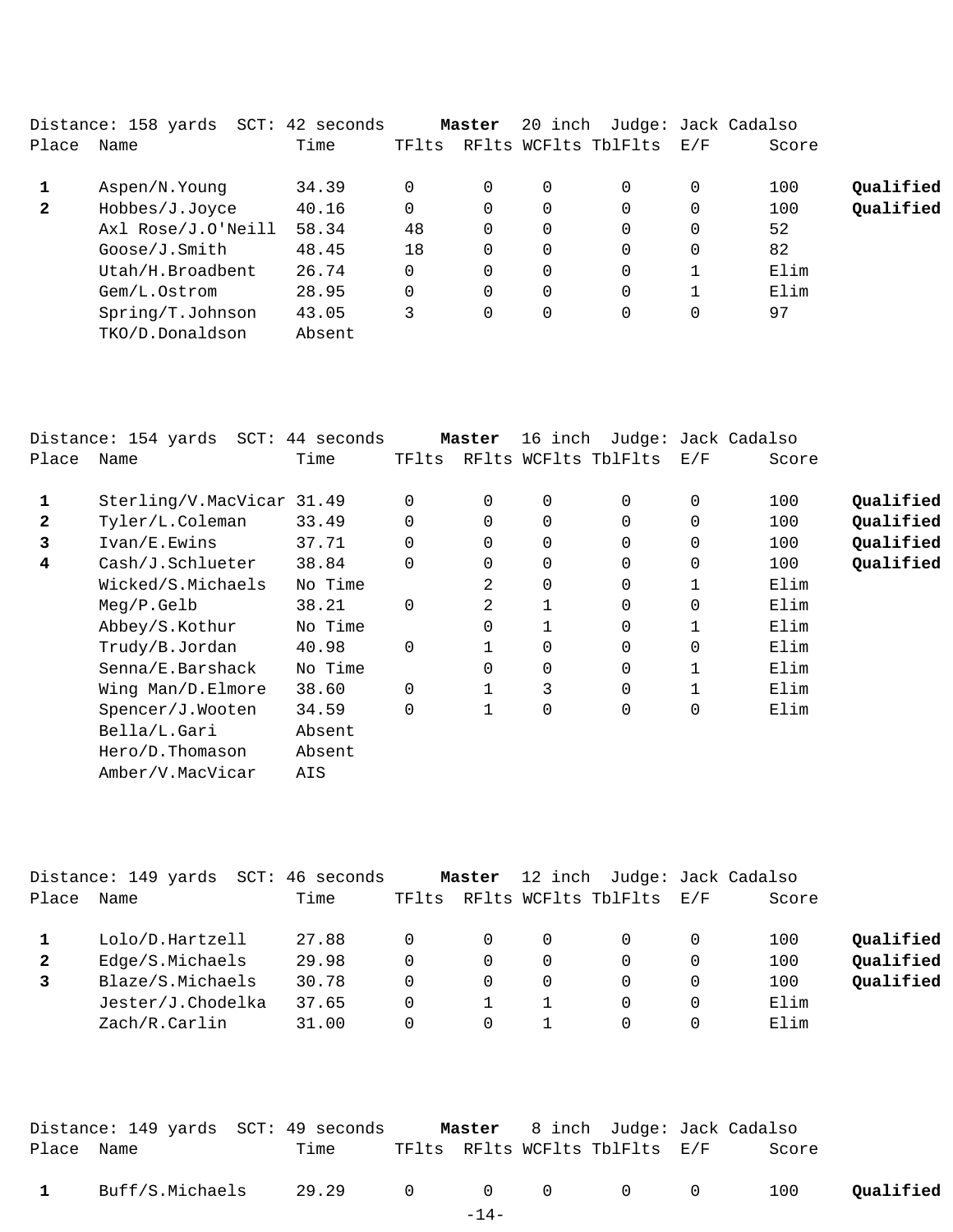Distance: 158 yards SCT: 42 seconds **Master** 20 inch Judge: Jack Cadalso

| Place | Name | Time | TFlts | RFlts | WCFlts | TblFlts | E/F | Score | |
|---|---|---|---|---|---|---|---|---|---|
| **1** | Aspen/N.Young | 34.39 | 0 | 0 | 0 | 0 | 0 | 100 | **Qualified** |
| **2** | Hobbes/J.Joyce | 40.16 | 0 | 0 | 0 | 0 | 0 | 100 | **Qualified** |
| | Axl Rose/J.O'Neill | 58.34 | 48 | 0 | 0 | 0 | 0 | 52 | |
| | Goose/J.Smith | 48.45 | 18 | 0 | 0 | 0 | 0 | 82 | |
| | Utah/H.Broadbent | 26.74 | 0 | 0 | 0 | 0 | 1 | Elim | |
| | Gem/L.Ostrom | 28.95 | 0 | 0 | 0 | 0 | 1 | Elim | |
| | Spring/T.Johnson | 43.05 | 3 | 0 | 0 | 0 | 0 | 97 | |
| | TKO/D.Donaldson | Absent | | | | | | | |

Distance: 154 yards SCT: 44 seconds **Master** 16 inch Judge: Jack Cadalso

| Place | Name | Time | TFlts | RFlts | WCFlts | TblFlts | E/F | Score | |
|---|---|---|---|---|---|---|---|---|---|
| **1** | Sterling/V.MacVicar | 31.49 | 0 | 0 | 0 | 0 | 0 | 100 | **Qualified** |
| **2** | Tyler/L.Coleman | 33.49 | 0 | 0 | 0 | 0 | 0 | 100 | **Qualified** |
| **3** | Ivan/E.Ewins | 37.71 | 0 | 0 | 0 | 0 | 0 | 100 | **Qualified** |
| **4** | Cash/J.Schlueter | 38.84 | 0 | 0 | 0 | 0 | 0 | 100 | **Qualified** |
| | Wicked/S.Michaels | No Time | | 2 | 0 | 0 | 1 | Elim | |
| | Meg/P.Gelb | 38.21 | 0 | 2 | 1 | 0 | 0 | Elim | |
| | Abbey/S.Kothur | No Time | | 0 | 1 | 0 | 1 | Elim | |
| | Trudy/B.Jordan | 40.98 | 0 | 1 | 0 | 0 | 0 | Elim | |
| | Senna/E.Barshack | No Time | | 0 | 0 | 0 | 1 | Elim | |
| | Wing Man/D.Elmore | 38.60 | 0 | 1 | 3 | 0 | 1 | Elim | |
| | Spencer/J.Wooten | 34.59 | 0 | 1 | 0 | 0 | 0 | Elim | |
| | Bella/L.Gari | Absent | | | | | | | |
| | Hero/D.Thomason | Absent | | | | | | | |
| | Amber/V.MacVicar | AIS | | | | | | | |

Distance: 149 yards SCT: 46 seconds **Master** 12 inch Judge: Jack Cadalso

| Place | Name | Time | TFlts | RFlts | WCFlts | TblFlts | E/F | Score | |
|---|---|---|---|---|---|---|---|---|---|
| **1** | Lolo/D.Hartzell | 27.88 | 0 | 0 | 0 | 0 | 0 | 100 | **Qualified** |
| **2** | Edge/S.Michaels | 29.98 | 0 | 0 | 0 | 0 | 0 | 100 | **Qualified** |
| **3** | Blaze/S.Michaels | 30.78 | 0 | 0 | 0 | 0 | 0 | 100 | **Qualified** |
| | Jester/J.Chodelka | 37.65 | 0 | 1 | 1 | 0 | 0 | Elim | |
| | Zach/R.Carlin | 31.00 | 0 | 0 | 1 | 0 | 0 | Elim | |

Distance: 149 yards SCT: 49 seconds **Master** 8 inch Judge: Jack Cadalso

| Place | Name | Time | TFlts | RFlts | WCFlts | TblFlts | E/F | Score | |
|---|---|---|---|---|---|---|---|---|---|
| **1** | Buff/S.Michaels | 29.29 | 0 | 0 | 0 | 0 | 0 | 100 | **Qualified** |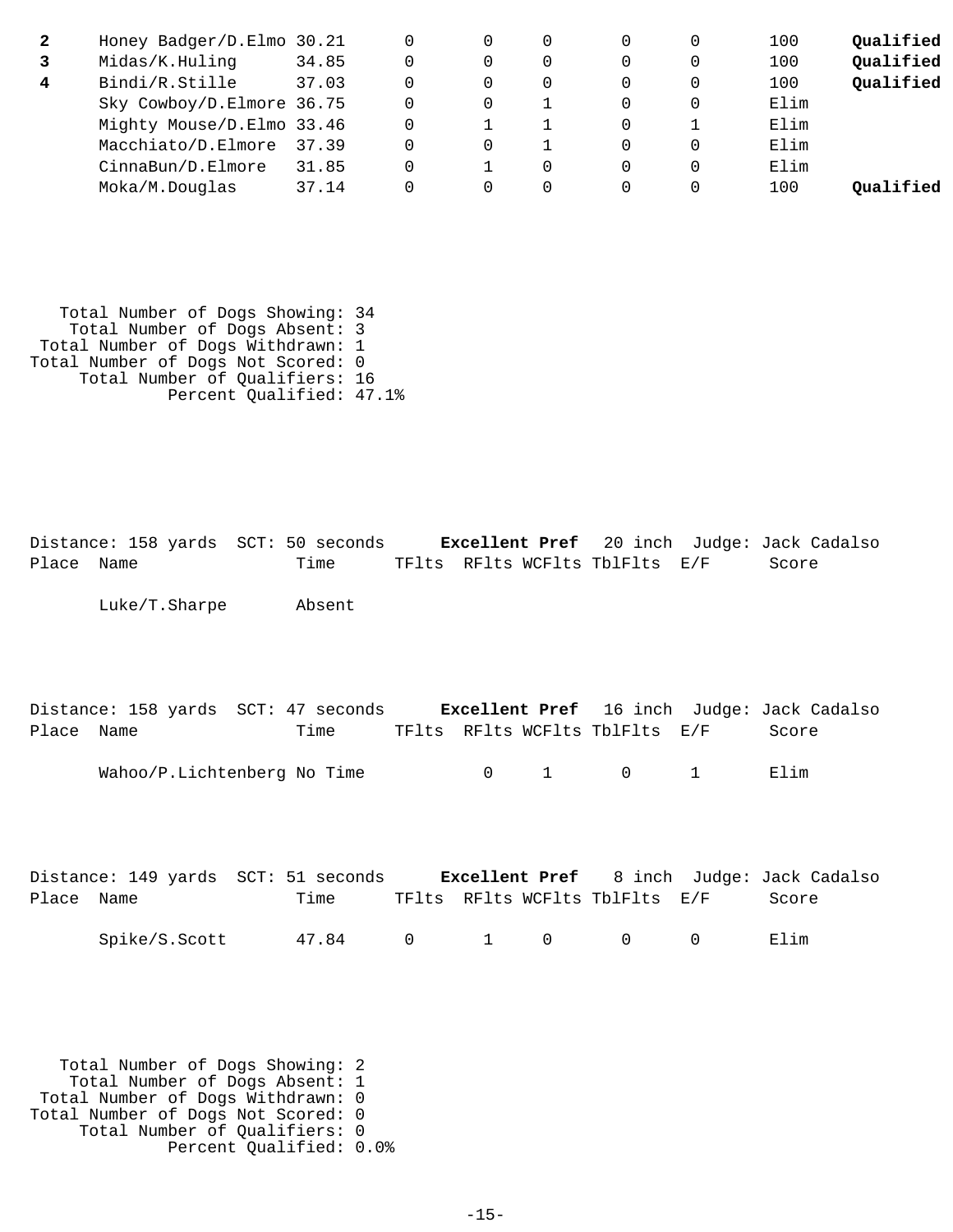| Place | Name | Time | TFlts | RFlts | WCFlts | TblFlts | E/F | Score | |
|---|---|---|---|---|---|---|---|---|---|
| **2** | Honey Badger/D.Elmo | 30.21 | 0 | 0 | 0 | 0 | 0 | 100 | **Qualified** |
| **3** | Midas/K.Huling | 34.85 | 0 | 0 | 0 | 0 | 0 | 100 | **Qualified** |
| **4** | Bindi/R.Stille | 37.03 | 0 | 0 | 0 | 0 | 0 | 100 | **Qualified** |
| | Sky Cowboy/D.Elmore | 36.75 | 0 | 0 | 1 | 0 | 0 | Elim | |
| | Mighty Mouse/D.Elmo | 33.46 | 0 | 1 | 1 | 0 | 1 | Elim | |
| | Macchiato/D.Elmore | 37.39 | 0 | 0 | 1 | 0 | 0 | Elim | |
| | CinnaBun/D.Elmore | 31.85 | 0 | 1 | 0 | 0 | 0 | Elim | |
| | Moka/M.Douglas | 37.14 | 0 | 0 | 0 | 0 | 0 | 100 | **Qualified** |

Total Number of Dogs Showing: 34
Total Number of Dogs Absent: 3
Total Number of Dogs Withdrawn: 1
Total Number of Dogs Not Scored: 0
Total Number of Qualifiers: 16
Percent Qualified: 47.1%

Distance: 158 yards SCT: 50 seconds **Excellent Pref** 20 inch Judge: Jack Cadalso

| Place | Name | Time | TFlts | RFlts | WCFlts | TblFlts | E/F | Score |
|---|---|---|---|---|---|---|---|---|
| | Luke/T.Sharpe | Absent | | | | | | |

Distance: 158 yards SCT: 47 seconds **Excellent Pref** 16 inch Judge: Jack Cadalso

| Place | Name | Time | TFlts | RFlts | WCFlts | TblFlts | E/F | Score |
|---|---|---|---|---|---|---|---|---|
| | Wahoo/P.Lichtenberg | No Time | | 0 | 1 | 0 | 1 | Elim |

Distance: 149 yards SCT: 51 seconds **Excellent Pref** 8 inch Judge: Jack Cadalso

| Place | Name | Time | TFlts | RFlts | WCFlts | TblFlts | E/F | Score |
|---|---|---|---|---|---|---|---|---|
| | Spike/S.Scott | 47.84 | 0 | 1 | 0 | 0 | 0 | Elim |

Total Number of Dogs Showing: 2
Total Number of Dogs Absent: 1
Total Number of Dogs Withdrawn: 0
Total Number of Dogs Not Scored: 0
Total Number of Qualifiers: 0
Percent Qualified: 0.0%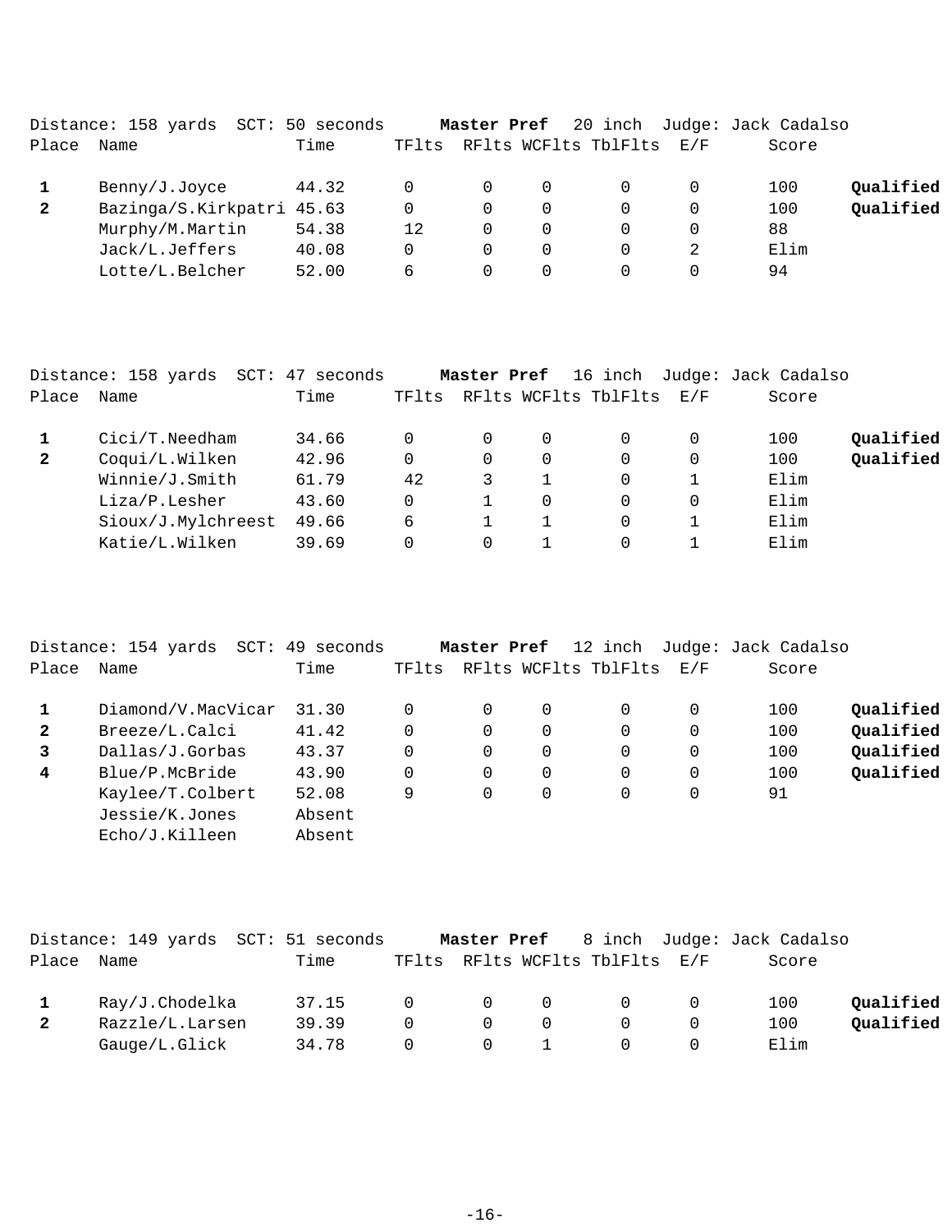Distance: 158 yards  SCT: 50 seconds  **Master Pref**  20 inch  Judge: Jack Cadalso

| Place | Name | Time | TFlts | RFlts | WCFlts | TblFlts | E/F | Score | |
|---|---|---|---|---|---|---|---|---|---|
| **1** | Benny/J.Joyce | 44.32 | 0 | 0 | 0 | 0 | 0 | 100 | **Qualified** |
| **2** | Bazinga/S.Kirkpatri | 45.63 | 0 | 0 | 0 | 0 | 0 | 100 | **Qualified** |
| | Murphy/M.Martin | 54.38 | 12 | 0 | 0 | 0 | 0 | 88 | |
| | Jack/L.Jeffers | 40.08 | 0 | 0 | 0 | 0 | 2 | Elim | |
| | Lotte/L.Belcher | 52.00 | 6 | 0 | 0 | 0 | 0 | 94 | |

Distance: 158 yards  SCT: 47 seconds  **Master Pref**  16 inch  Judge: Jack Cadalso

| Place | Name | Time | TFlts | RFlts | WCFlts | TblFlts | E/F | Score | |
|---|---|---|---|---|---|---|---|---|---|
| **1** | Cici/T.Needham | 34.66 | 0 | 0 | 0 | 0 | 0 | 100 | **Qualified** |
| **2** | Coqui/L.Wilken | 42.96 | 0 | 0 | 0 | 0 | 0 | 100 | **Qualified** |
| | Winnie/J.Smith | 61.79 | 42 | 3 | 1 | 0 | 1 | Elim | |
| | Liza/P.Lesher | 43.60 | 0 | 1 | 0 | 0 | 0 | Elim | |
| | Sioux/J.Mylchreest | 49.66 | 6 | 1 | 1 | 0 | 1 | Elim | |
| | Katie/L.Wilken | 39.69 | 0 | 0 | 1 | 0 | 1 | Elim | |

Distance: 154 yards  SCT: 49 seconds  **Master Pref**  12 inch  Judge: Jack Cadalso

| Place | Name | Time | TFlts | RFlts | WCFlts | TblFlts | E/F | Score | |
|---|---|---|---|---|---|---|---|---|---|
| **1** | Diamond/V.MacVicar | 31.30 | 0 | 0 | 0 | 0 | 0 | 100 | **Qualified** |
| **2** | Breeze/L.Calci | 41.42 | 0 | 0 | 0 | 0 | 0 | 100 | **Qualified** |
| **3** | Dallas/J.Gorbas | 43.37 | 0 | 0 | 0 | 0 | 0 | 100 | **Qualified** |
| **4** | Blue/P.McBride | 43.90 | 0 | 0 | 0 | 0 | 0 | 100 | **Qualified** |
| | Kaylee/T.Colbert | 52.08 | 9 | 0 | 0 | 0 | 0 | 91 | |
| | Jessie/K.Jones | Absent | | | | | | | |
| | Echo/J.Killeen | Absent | | | | | | | |

Distance: 149 yards  SCT: 51 seconds  **Master Pref**  8 inch  Judge: Jack Cadalso

| Place | Name | Time | TFlts | RFlts | WCFlts | TblFlts | E/F | Score | |
|---|---|---|---|---|---|---|---|---|---|
| **1** | Ray/J.Chodelka | 37.15 | 0 | 0 | 0 | 0 | 0 | 100 | **Qualified** |
| **2** | Razzle/L.Larsen | 39.39 | 0 | 0 | 0 | 0 | 0 | 100 | **Qualified** |
| | Gauge/L.Glick | 34.78 | 0 | 0 | 1 | 0 | 0 | Elim | |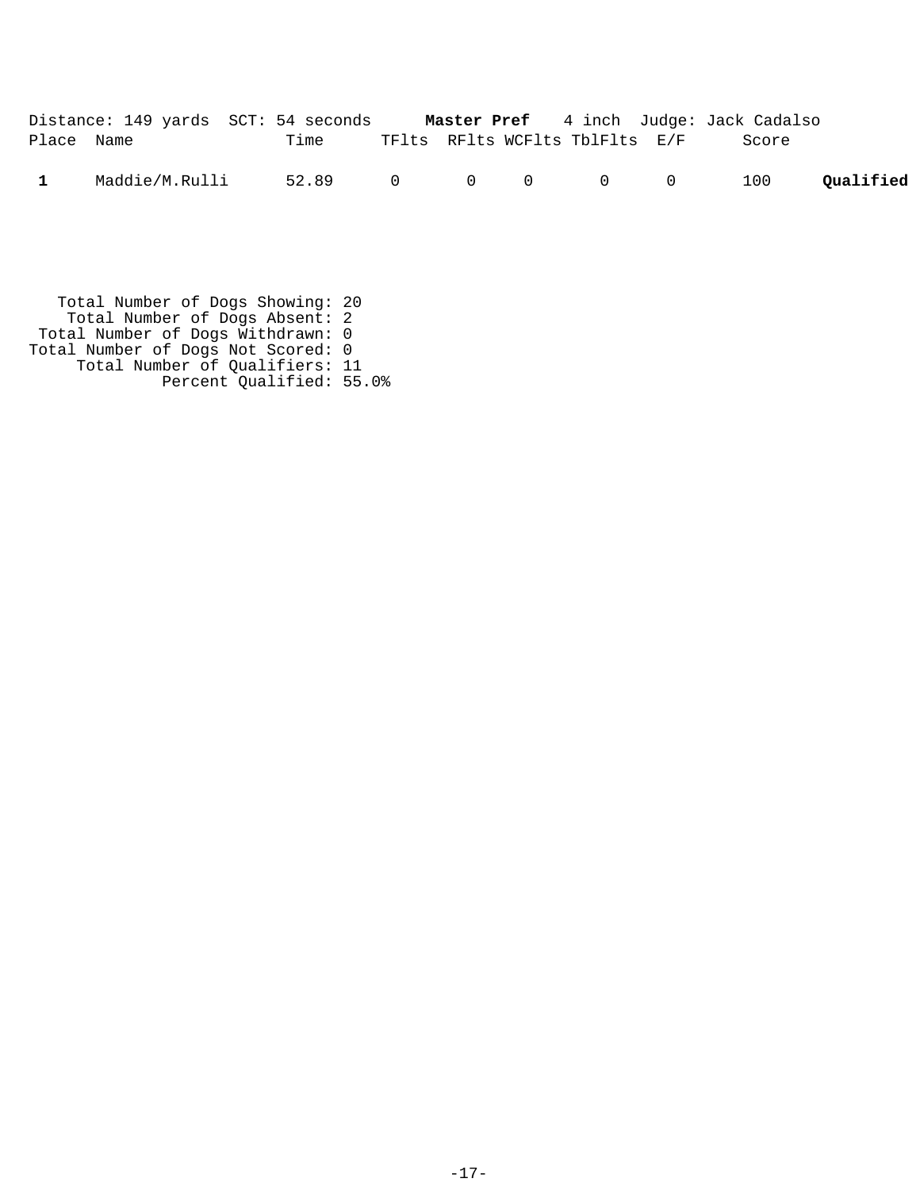Distance: 149 yards SCT: 54 seconds **Master Pref** 4 inch Judge: Jack Cadalso

| Place | Name | Time | TFlts | RFlts | WCFlts | TblFlts | E/F | Score | |
|---|---|---|---|---|---|---|---|---|---|
| **1** | Maddie/M.Rulli | 52.89 | 0 | 0 | 0 | 0 | 0 | 100 | **Qualified** |

Total Number of Dogs Showing: 20
Total Number of Dogs Absent: 2
Total Number of Dogs Withdrawn: 0
Total Number of Dogs Not Scored: 0
Total Number of Qualifiers: 11
Percent Qualified: 55.0%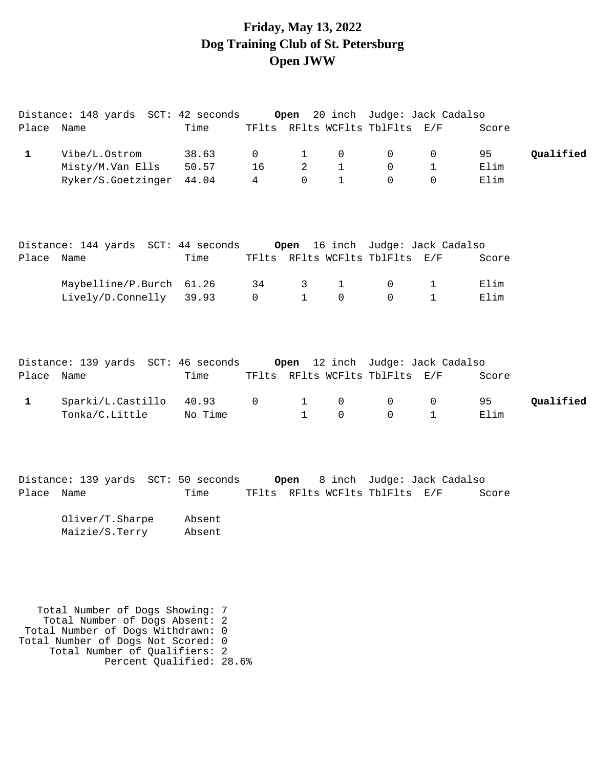# Friday, May 13, 2022
# Dog Training Club of St. Petersburg
# Open JWW

Distance: 148 yards  SCT: 42 seconds  **Open** 20 inch  Judge: Jack Cadalso

| Place | Name | Time | TFlts | RFlts | WCFlts | TblFlts | E/F | Score | |
|---|---|---|---|---|---|---|---|---|---|
| **1** | Vibe/L.Ostrom | 38.63 | 0 | 1 | 0 | 0 | 0 | 95 | **Qualified** |
| | Misty/M.Van Ells | 50.57 | 16 | 2 | 1 | 0 | 1 | Elim | |
| | Ryker/S.Goetzinger | 44.04 | 4 | 0 | 1 | 0 | 0 | Elim | |

Distance: 144 yards  SCT: 44 seconds  **Open** 16 inch  Judge: Jack Cadalso

| Place | Name | Time | TFlts | RFlts | WCFlts | TblFlts | E/F | Score |
|---|---|---|---|---|---|---|---|---|
| | Maybelline/P.Burch | 61.26 | 34 | 3 | 1 | 0 | 1 | Elim |
| | Lively/D.Connelly | 39.93 | 0 | 1 | 0 | 0 | 1 | Elim |

Distance: 139 yards  SCT: 46 seconds  **Open** 12 inch  Judge: Jack Cadalso

| Place | Name | Time | TFlts | RFlts | WCFlts | TblFlts | E/F | Score | |
|---|---|---|---|---|---|---|---|---|---|
| **1** | Sparki/L.Castillo | 40.93 | 0 | 1 | 0 | 0 | 0 | 95 | **Qualified** |
| | Tonka/C.Little | No Time | | 1 | 0 | 0 | 1 | Elim | |

Distance: 139 yards  SCT: 50 seconds  **Open** 8 inch  Judge: Jack Cadalso

| Place | Name | Time | TFlts | RFlts | WCFlts | TblFlts | E/F | Score |
|---|---|---|---|---|---|---|---|---|
| | Oliver/T.Sharpe | Absent | | | | | | |
| | Maizie/S.Terry | Absent | | | | | | |

Total Number of Dogs Showing: 7
Total Number of Dogs Absent: 2
Total Number of Dogs Withdrawn: 0
Total Number of Dogs Not Scored: 0
Total Number of Qualifiers: 2
Percent Qualified: 28.6%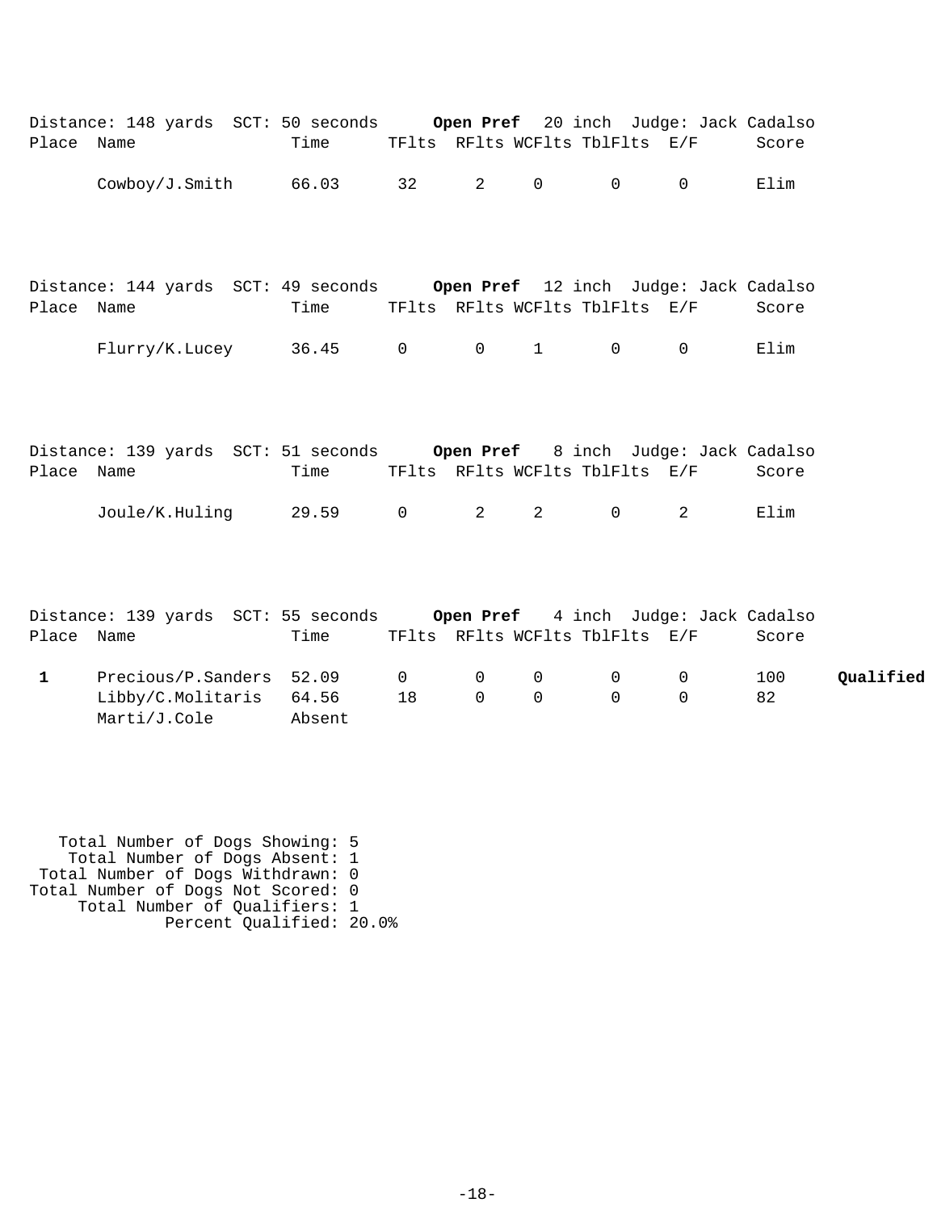Distance: 148 yards  SCT: 50 seconds  **Open Pref**  20 inch  Judge: Jack Cadalso

| Place | Name | Time | TFlts | RFlts | WCFlts | TblFlts | E/F | Score | |
|---|---|---|---|---|---|---|---|---|---|
| | Cowboy/J.Smith | 66.03 | 32 | 2 | 0 | 0 | 0 | Elim | |

Distance: 144 yards  SCT: 49 seconds  **Open Pref**  12 inch  Judge: Jack Cadalso

| Place | Name | Time | TFlts | RFlts | WCFlts | TblFlts | E/F | Score | |
|---|---|---|---|---|---|---|---|---|---|
| | Flurry/K.Lucey | 36.45 | 0 | 0 | 1 | 0 | 0 | Elim | |

Distance: 139 yards  SCT: 51 seconds  **Open Pref**  8 inch  Judge: Jack Cadalso

| Place | Name | Time | TFlts | RFlts | WCFlts | TblFlts | E/F | Score | |
|---|---|---|---|---|---|---|---|---|---|
| | Joule/K.Huling | 29.59 | 0 | 2 | 2 | 0 | 2 | Elim | |

Distance: 139 yards  SCT: 55 seconds  **Open Pref**  4 inch  Judge: Jack Cadalso

| Place | Name | Time | TFlts | RFlts | WCFlts | TblFlts | E/F | Score | |
|---|---|---|---|---|---|---|---|---|---|
| **1** | Precious/P.Sanders | 52.09 | 0 | 0 | 0 | 0 | 0 | 100 | **Qualified** |
| | Libby/C.Molitaris | 64.56 | 18 | 0 | 0 | 0 | 0 | 82 | |
| | Marti/J.Cole | Absent | | | | | | | |

Total Number of Dogs Showing: 5
Total Number of Dogs Absent: 1
Total Number of Dogs Withdrawn: 0
Total Number of Dogs Not Scored: 0
Total Number of Qualifiers: 1
Percent Qualified: 20.0%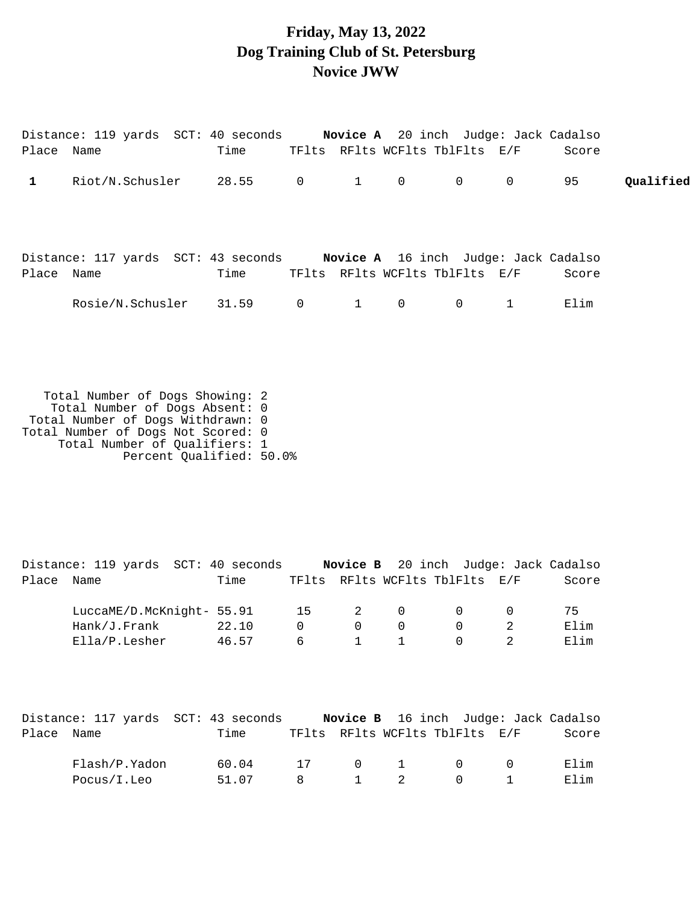# Friday, May 13, 2022
# Dog Training Club of St. Petersburg
# Novice JWW

Distance: 119 yards SCT: 40 seconds **Novice A** 20 inch Judge: Jack Cadalso

| Place | Name | Time | TFlts | RFlts | WCFlts | TblFlts | E/F | Score | |
|---|---|---|---|---|---|---|---|---|---|
| **1** | Riot/N.Schusler | 28.55 | 0 | 1 | 0 | 0 | 0 | 95 | **Qualified** |

Distance: 117 yards SCT: 43 seconds **Novice A** 16 inch Judge: Jack Cadalso

| Place | Name | Time | TFlts | RFlts | WCFlts | TblFlts | E/F | Score |
|---|---|---|---|---|---|---|---|---|
| | Rosie/N.Schusler | 31.59 | 0 | 1 | 0 | 0 | 1 | Elim |

Total Number of Dogs Showing: 2
Total Number of Dogs Absent: 0
Total Number of Dogs Withdrawn: 0
Total Number of Dogs Not Scored: 0
Total Number of Qualifiers: 1
Percent Qualified: 50.0%

Distance: 119 yards SCT: 40 seconds **Novice B** 20 inch Judge: Jack Cadalso

| Place | Name | Time | TFlts | RFlts | WCFlts | TblFlts | E/F | Score |
|---|---|---|---|---|---|---|---|---|
| | LuccaME/D.McKnight- | 55.91 | 15 | 2 | 0 | 0 | 0 | 75 |
| | Hank/J.Frank | 22.10 | 0 | 0 | 0 | 0 | 2 | Elim |
| | Ella/P.Lesher | 46.57 | 6 | 1 | 1 | 0 | 2 | Elim |

Distance: 117 yards SCT: 43 seconds **Novice B** 16 inch Judge: Jack Cadalso

| Place | Name | Time | TFlts | RFlts | WCFlts | TblFlts | E/F | Score |
|---|---|---|---|---|---|---|---|---|
| | Flash/P.Yadon | 60.04 | 17 | 0 | 1 | 0 | 0 | Elim |
| | Pocus/I.Leo | 51.07 | 8 | 1 | 2 | 0 | 1 | Elim |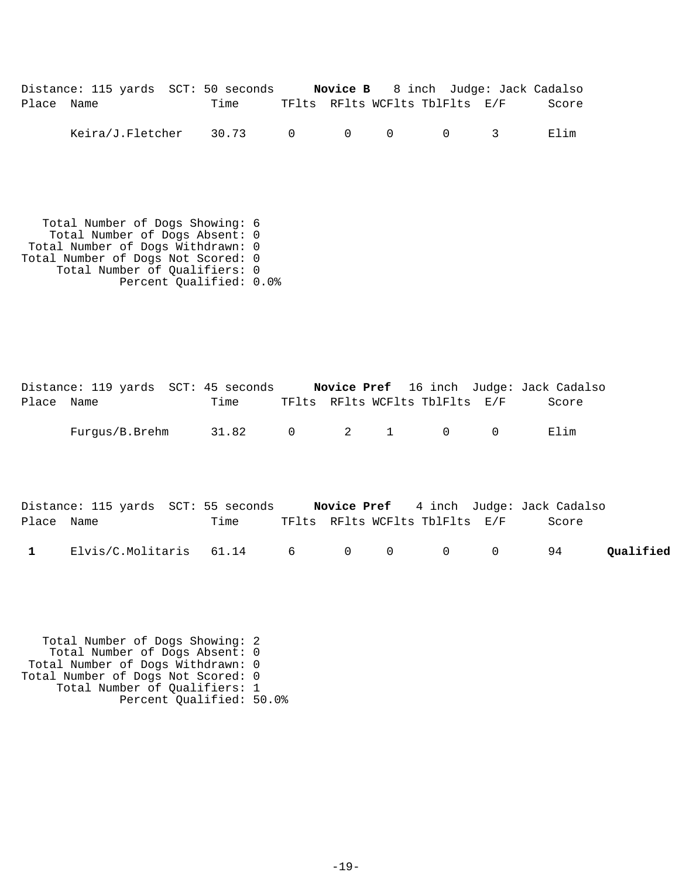Distance: 115 yards SCT: 50 seconds **Novice B** 8 inch Judge: Jack Cadalso

| Place | Name | Time | TFlts | RFlts | WCFlts | TblFlts | E/F | Score | |
|---|---|---|---|---|---|---|---|---|---|
| | Keira/J.Fletcher | 30.73 | 0 | 0 | 0 | 0 | 3 | Elim | |

Total Number of Dogs Showing: 6
Total Number of Dogs Absent: 0
Total Number of Dogs Withdrawn: 0
Total Number of Dogs Not Scored: 0
Total Number of Qualifiers: 0
Percent Qualified: 0.0%

Distance: 119 yards SCT: 45 seconds **Novice Pref** 16 inch Judge: Jack Cadalso

| Place | Name | Time | TFlts | RFlts | WCFlts | TblFlts | E/F | Score | |
|---|---|---|---|---|---|---|---|---|---|
| | Furgus/B.Brehm | 31.82 | 0 | 2 | 1 | 0 | 0 | Elim | |

Distance: 115 yards SCT: 55 seconds **Novice Pref** 4 inch Judge: Jack Cadalso

| Place | Name | Time | TFlts | RFlts | WCFlts | TblFlts | E/F | Score | |
|---|---|---|---|---|---|---|---|---|---|
| **1** | Elvis/C.Molitaris | 61.14 | 6 | 0 | 0 | 0 | 0 | 94 | **Qualified** |

Total Number of Dogs Showing: 2
Total Number of Dogs Absent: 0
Total Number of Dogs Withdrawn: 0
Total Number of Dogs Not Scored: 0
Total Number of Qualifiers: 1
Percent Qualified: 50.0%